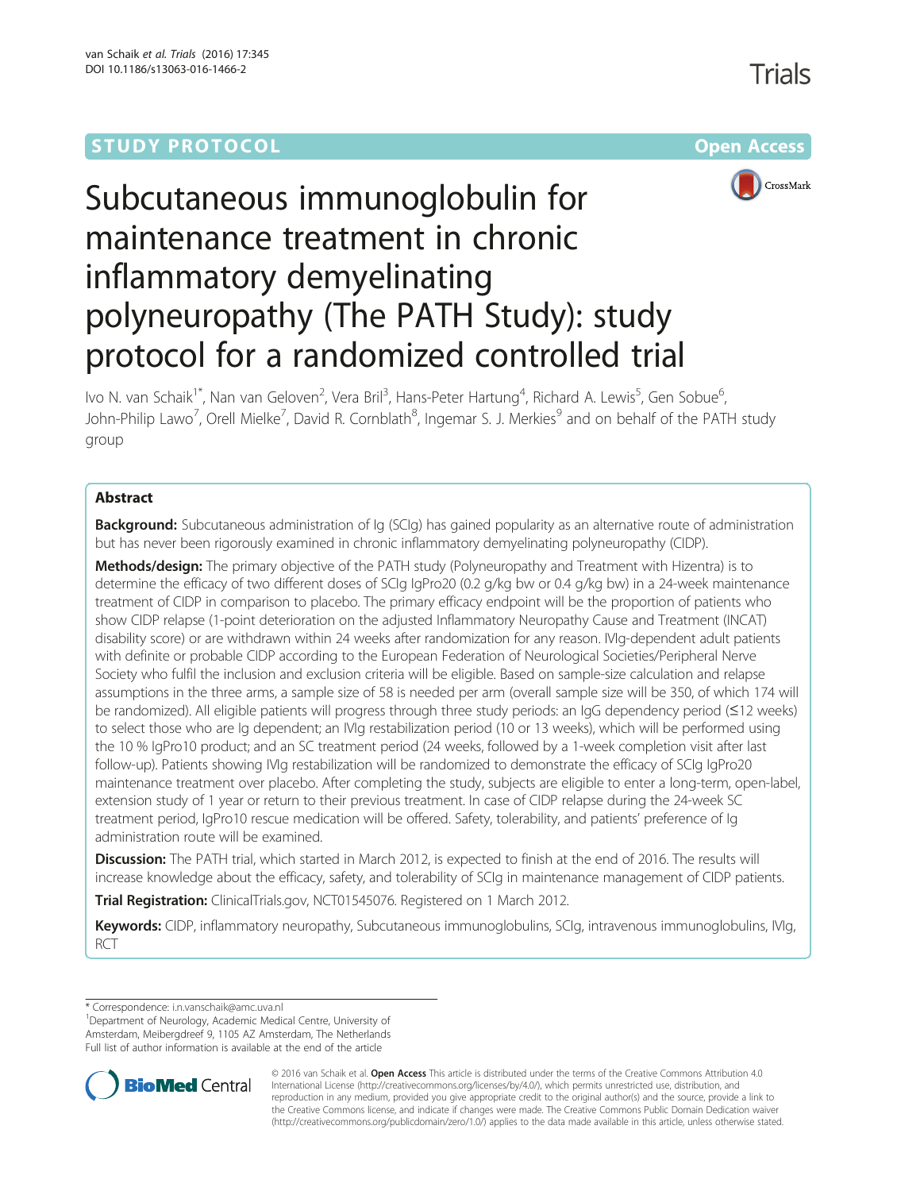STUDY PROTOCOL Open Access

# Subcutaneous immunoglobulin for maintenance treatment in chronic inflammatory demyelinating polyneuropathy (The PATH Study): study protocol for a randomized controlled trial

Ivo N. van Schaik[1*], Nan van Geloven[2], Vera Bril[3], Hans-Peter Hartung[4], Richard A. Lewis[5], Gen Sobue[6], John-Philip Lawo[7], Orell Mielke[7], David R. Cornblath[8], Ingemar S. J. Merkies[9] and on behalf of the PATH study group

## Abstract

**Background:** Subcutaneous administration of Ig (SCIg) has gained popularity as an alternative route of administration but has never been rigorously examined in chronic inflammatory demyelinating polyneuropathy (CIDP).

**Methods/design:** The primary objective of the PATH study (Polyneuropathy and Treatment with Hizentra) is to determine the efficacy of two different doses of SCIg IgPro20 (0.2 g/kg bw or 0.4 g/kg bw) in a 24-week maintenance treatment of CIDP in comparison to placebo. The primary efficacy endpoint will be the proportion of patients who show CIDP relapse (1-point deterioration on the adjusted Inflammatory Neuropathy Cause and Treatment (INCAT) disability score) or are withdrawn within 24 weeks after randomization for any reason. IVIg-dependent adult patients with definite or probable CIDP according to the European Federation of Neurological Societies/Peripheral Nerve Society who fulfil the inclusion and exclusion criteria will be eligible. Based on sample-size calculation and relapse assumptions in the three arms, a sample size of 58 is needed per arm (overall sample size will be 350, of which 174 will be randomized). All eligible patients will progress through three study periods: an IgG dependency period (≤12 weeks) to select those who are Ig dependent; an IVIg restabilization period (10 or 13 weeks), which will be performed using the 10 % IgPro10 product; and an SC treatment period (24 weeks, followed by a 1-week completion visit after last follow-up). Patients showing IVIg restabilization will be randomized to demonstrate the efficacy of SCIg IgPro20 maintenance treatment over placebo. After completing the study, subjects are eligible to enter a long-term, open-label, extension study of 1 year or return to their previous treatment. In case of CIDP relapse during the 24-week SC treatment period, IgPro10 rescue medication will be offered. Safety, tolerability, and patients' preference of Ig administration route will be examined.

**Discussion:** The PATH trial, which started in March 2012, is expected to finish at the end of 2016. The results will increase knowledge about the efficacy, safety, and tolerability of SCIg in maintenance management of CIDP patients.

**Trial Registration:** ClinicalTrials.gov, NCT01545076. Registered on 1 March 2012.

**Keywords:** CIDP, inflammatory neuropathy, Subcutaneous immunoglobulins, SCIg, intravenous immunoglobulins, IVIg, RCT

---

* Correspondence: i.n.vanschaik@amc.uva.nl
[1]Department of Neurology, Academic Medical Centre, University of Amsterdam, Meibergdreef 9, 1105 AZ Amsterdam, The Netherlands
Full list of author information is available at the end of the article

© 2016 van Schaik et al. **Open Access** This article is distributed under the terms of the Creative Commons Attribution 4.0 International License (http://creativecommons.org/licenses/by/4.0/), which permits unrestricted use, distribution, and reproduction in any medium, provided you give appropriate credit to the original author(s) and the source, provide a link to the Creative Commons license, and indicate if changes were made. The Creative Commons Public Domain Dedication waiver (http://creativecommons.org/publicdomain/zero/1.0/) applies to the data made available in this article, unless otherwise stated.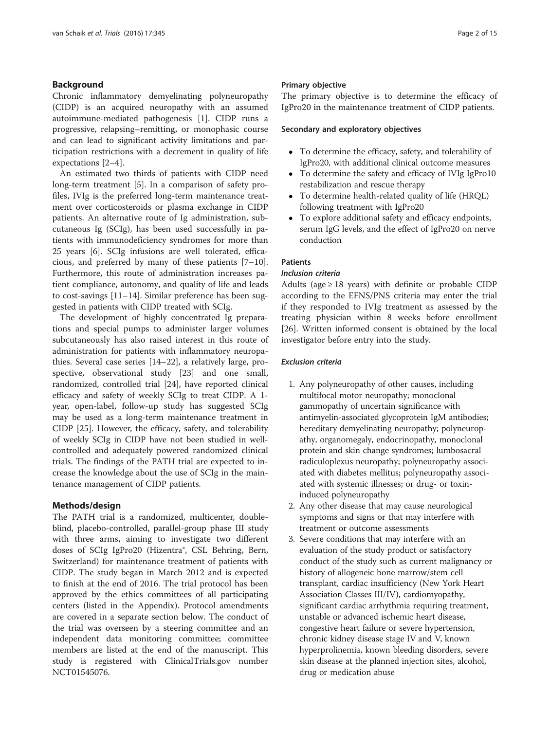## Background

Chronic inflammatory demyelinating polyneuropathy (CIDP) is an acquired neuropathy with an assumed autoimmune-mediated pathogenesis [1]. CIDP runs a progressive, relapsing–remitting, or monophasic course and can lead to significant activity limitations and participation restrictions with a decrement in quality of life expectations [2–4].

An estimated two thirds of patients with CIDP need long-term treatment [5]. In a comparison of safety profiles, IVIg is the preferred long-term maintenance treatment over corticosteroids or plasma exchange in CIDP patients. An alternative route of Ig administration, subcutaneous Ig (SCIg), has been used successfully in patients with immunodeficiency syndromes for more than 25 years [6]. SCIg infusions are well tolerated, efficacious, and preferred by many of these patients [7–10]. Furthermore, this route of administration increases patient compliance, autonomy, and quality of life and leads to cost-savings [11–14]. Similar preference has been suggested in patients with CIDP treated with SCIg.

The development of highly concentrated Ig preparations and special pumps to administer larger volumes subcutaneously has also raised interest in this route of administration for patients with inflammatory neuropathies. Several case series [14–22], a relatively large, prospective, observational study [23] and one small, randomized, controlled trial [24], have reported clinical efficacy and safety of weekly SCIg to treat CIDP. A 1-year, open-label, follow-up study has suggested SCIg may be used as a long-term maintenance treatment in CIDP [25]. However, the efficacy, safety, and tolerability of weekly SCIg in CIDP have not been studied in well-controlled and adequately powered randomized clinical trials. The findings of the PATH trial are expected to increase the knowledge about the use of SCIg in the maintenance management of CIDP patients.

## Methods/design

The PATH trial is a randomized, multicenter, double-blind, placebo-controlled, parallel-group phase III study with three arms, aiming to investigate two different doses of SCIg IgPro20 (Hizentra®, CSL Behring, Bern, Switzerland) for maintenance treatment of patients with CIDP. The study began in March 2012 and is expected to finish at the end of 2016. The trial protocol has been approved by the ethics committees of all participating centers (listed in the Appendix). Protocol amendments are covered in a separate section below. The conduct of the trial was overseen by a steering committee and an independent data monitoring committee; committee members are listed at the end of the manuscript. This study is registered with ClinicalTrials.gov number NCT01545076.

### Primary objective

The primary objective is to determine the efficacy of IgPro20 in the maintenance treatment of CIDP patients.

### Secondary and exploratory objectives

- To determine the efficacy, safety, and tolerability of IgPro20, with additional clinical outcome measures
- To determine the safety and efficacy of IVIg IgPro10 restabilization and rescue therapy
- To determine health-related quality of life (HRQL) following treatment with IgPro20
- To explore additional safety and efficacy endpoints, serum IgG levels, and the effect of IgPro20 on nerve conduction

### Patients

#### *Inclusion criteria*

Adults (age ≥ 18 years) with definite or probable CIDP according to the EFNS/PNS criteria may enter the trial if they responded to IVIg treatment as assessed by the treating physician within 8 weeks before enrollment [26]. Written informed consent is obtained by the local investigator before entry into the study.

#### *Exclusion criteria*

1. Any polyneuropathy of other causes, including multifocal motor neuropathy; monoclonal gammopathy of uncertain significance with antimyelin-associated glycoprotein IgM antibodies; hereditary demyelinating neuropathy; polyneuropathy, organomegaly, endocrinopathy, monoclonal protein and skin change syndromes; lumbosacral radiculoplexus neuropathy; polyneuropathy associated with diabetes mellitus; polyneuropathy associated with systemic illnesses; or drug- or toxin-induced polyneuropathy
2. Any other disease that may cause neurological symptoms and signs or that may interfere with treatment or outcome assessments
3. Severe conditions that may interfere with an evaluation of the study product or satisfactory conduct of the study such as current malignancy or history of allogeneic bone marrow/stem cell transplant, cardiac insufficiency (New York Heart Association Classes III/IV), cardiomyopathy, significant cardiac arrhythmia requiring treatment, unstable or advanced ischemic heart disease, congestive heart failure or severe hypertension, chronic kidney disease stage IV and V, known hyperprolinemia, known bleeding disorders, severe skin disease at the planned injection sites, alcohol, drug or medication abuse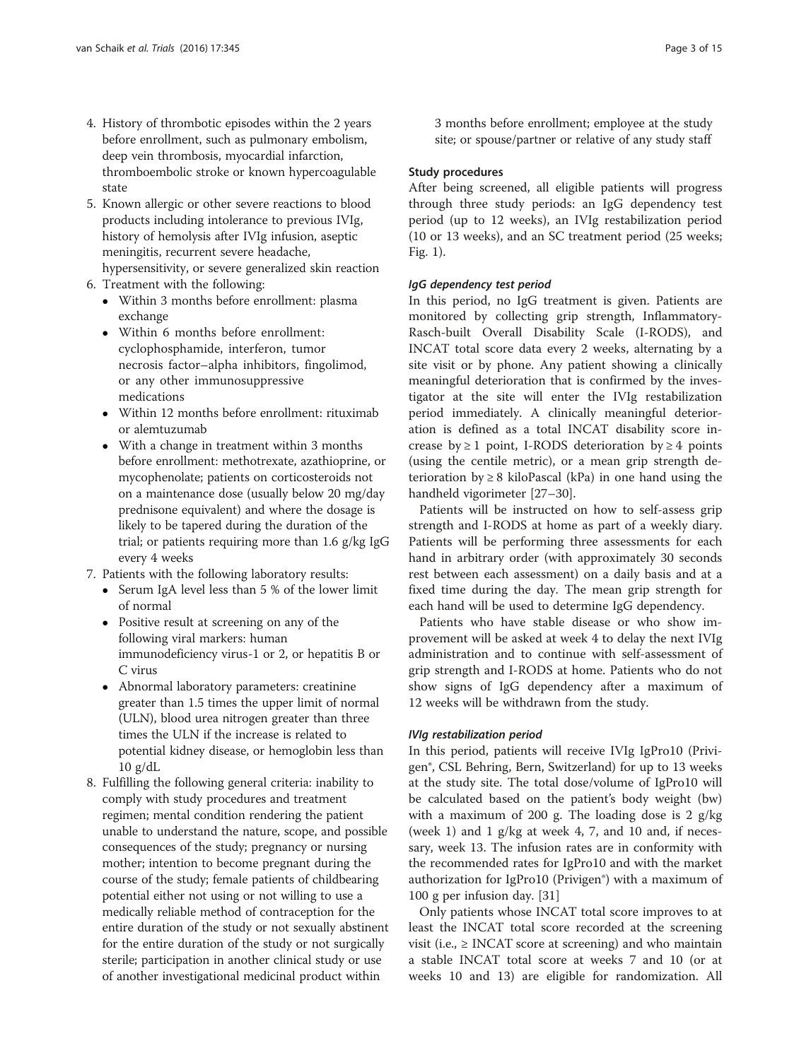4. History of thrombotic episodes within the 2 years before enrollment, such as pulmonary embolism, deep vein thrombosis, myocardial infarction, thromboembolic stroke or known hypercoagulable state
5. Known allergic or other severe reactions to blood products including intolerance to previous IVIg, history of hemolysis after IVIg infusion, aseptic meningitis, recurrent severe headache, hypersensitivity, or severe generalized skin reaction
6. Treatment with the following:
   - Within 3 months before enrollment: plasma exchange
   - Within 6 months before enrollment: cyclophosphamide, interferon, tumor necrosis factor–alpha inhibitors, fingolimod, or any other immunosuppressive medications
   - Within 12 months before enrollment: rituximab or alemtuzumab
   - With a change in treatment within 3 months before enrollment: methotrexate, azathioprine, or mycophenolate; patients on corticosteroids not on a maintenance dose (usually below 20 mg/day prednisone equivalent) and where the dosage is likely to be tapered during the duration of the trial; or patients requiring more than 1.6 g/kg IgG every 4 weeks
7. Patients with the following laboratory results:
   - Serum IgA level less than 5 % of the lower limit of normal
   - Positive result at screening on any of the following viral markers: human immunodeficiency virus-1 or 2, or hepatitis B or C virus
   - Abnormal laboratory parameters: creatinine greater than 1.5 times the upper limit of normal (ULN), blood urea nitrogen greater than three times the ULN if the increase is related to potential kidney disease, or hemoglobin less than 10 g/dL
8. Fulfilling the following general criteria: inability to comply with study procedures and treatment regimen; mental condition rendering the patient unable to understand the nature, scope, and possible consequences of the study; pregnancy or nursing mother; intention to become pregnant during the course of the study; female patients of childbearing potential either not using or not willing to use a medically reliable method of contraception for the entire duration of the study or not sexually abstinent for the entire duration of the study or not surgically sterile; participation in another clinical study or use of another investigational medicinal product within 3 months before enrollment; employee at the study site; or spouse/partner or relative of any study staff

### Study procedures

After being screened, all eligible patients will progress through three study periods: an IgG dependency test period (up to 12 weeks), an IVIg restabilization period (10 or 13 weeks), and an SC treatment period (25 weeks; Fig. 1).

#### *IgG dependency test period*

In this period, no IgG treatment is given. Patients are monitored by collecting grip strength, Inflammatory-Rasch-built Overall Disability Scale (I-RODS), and INCAT total score data every 2 weeks, alternating by a site visit or by phone. Any patient showing a clinically meaningful deterioration that is confirmed by the investigator at the site will enter the IVIg restabilization period immediately. A clinically meaningful deterioration is defined as a total INCAT disability score increase by ≥ 1 point, I-RODS deterioration by ≥ 4 points (using the centile metric), or a mean grip strength deterioration by ≥ 8 kiloPascal (kPa) in one hand using the handheld vigorimeter [27–30].

Patients will be instructed on how to self-assess grip strength and I-RODS at home as part of a weekly diary. Patients will be performing three assessments for each hand in arbitrary order (with approximately 30 seconds rest between each assessment) on a daily basis and at a fixed time during the day. The mean grip strength for each hand will be used to determine IgG dependency.

Patients who have stable disease or who show improvement will be asked at week 4 to delay the next IVIg administration and to continue with self-assessment of grip strength and I-RODS at home. Patients who do not show signs of IgG dependency after a maximum of 12 weeks will be withdrawn from the study.

#### *IVIg restabilization period*

In this period, patients will receive IVIg IgPro10 (Privigen®, CSL Behring, Bern, Switzerland) for up to 13 weeks at the study site. The total dose/volume of IgPro10 will be calculated based on the patient's body weight (bw) with a maximum of 200 g. The loading dose is 2 g/kg (week 1) and 1 g/kg at week 4, 7, and 10 and, if necessary, week 13. The infusion rates are in conformity with the recommended rates for IgPro10 and with the market authorization for IgPro10 (Privigen®) with a maximum of 100 g per infusion day. [31]

Only patients whose INCAT total score improves to at least the INCAT total score recorded at the screening visit (i.e., ≥ INCAT score at screening) and who maintain a stable INCAT total score at weeks 7 and 10 (or at weeks 10 and 13) are eligible for randomization. All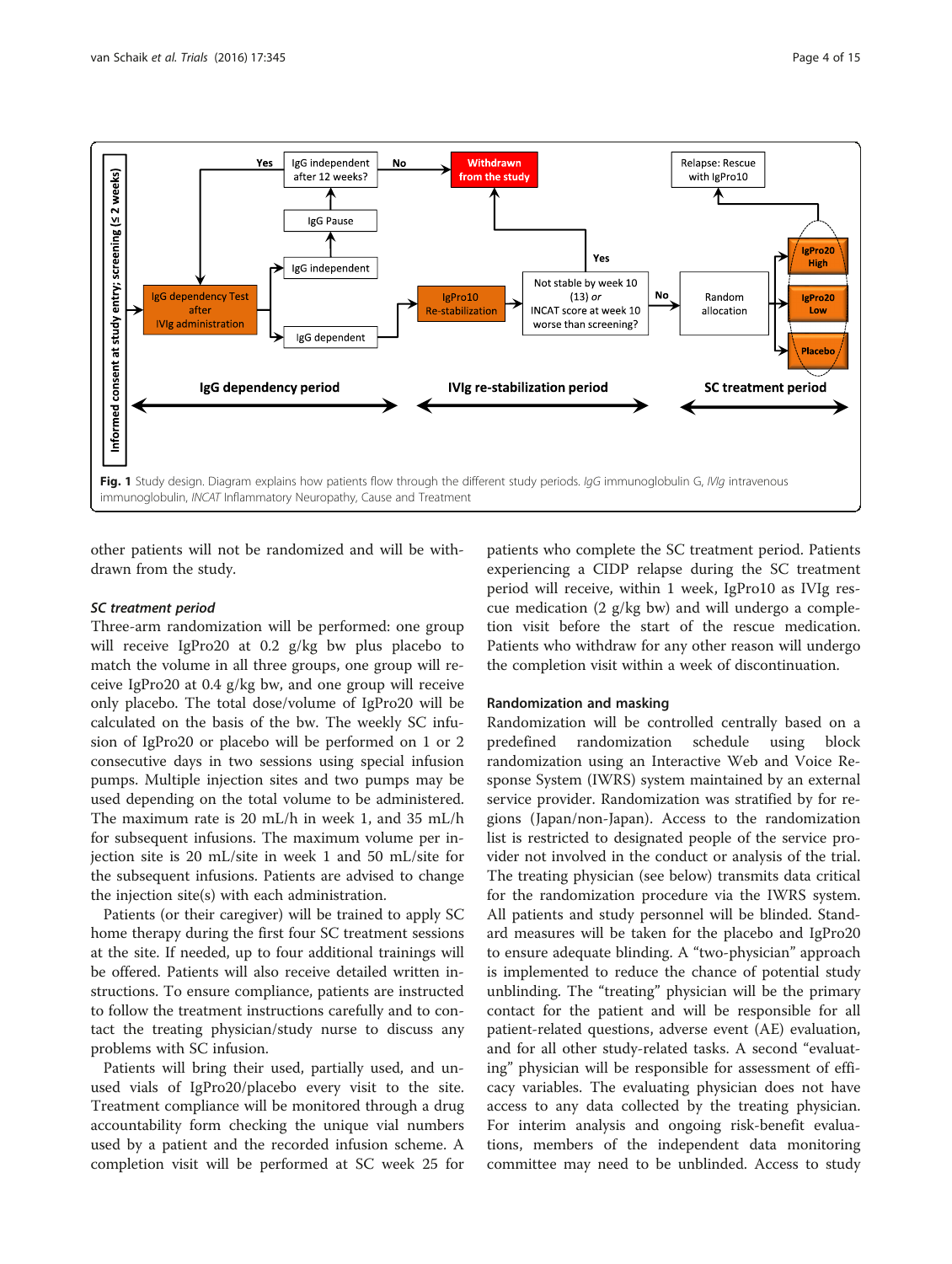Informed consent at study entry; screening (≤ 2 weeks)

IgG dependency Test after IVIg administration

IgG independent

IgG Pause

IgG independent after 12 weeks?

Yes

No

Withdrawn from the study

IgG dependent

IgPro10 Re-stabilization

Not stable by week 10 (13) *or* INCAT score at week 10 worse than screening?

Yes

No

Random allocation

IgPro20 High

IgPro20 Low

Placebo

Relapse: Rescue with IgPro10

IgG dependency period

IVIg re-stabilization period

SC treatment period

**Fig. 1** Study design. Diagram explains how patients flow through the different study periods. *IgG* immunoglobulin G, *IVIg* intravenous immunoglobulin, *INCAT* Inflammatory Neuropathy, Cause and Treatment

other patients will not be randomized and will be withdrawn from the study.

### *SC treatment period*

Three-arm randomization will be performed: one group will receive IgPro20 at 0.2 g/kg bw plus placebo to match the volume in all three groups, one group will receive IgPro20 at 0.4 g/kg bw, and one group will receive only placebo. The total dose/volume of IgPro20 will be calculated on the basis of the bw. The weekly SC infusion of IgPro20 or placebo will be performed on 1 or 2 consecutive days in two sessions using special infusion pumps. Multiple injection sites and two pumps may be used depending on the total volume to be administered. The maximum rate is 20 mL/h in week 1, and 35 mL/h for subsequent infusions. The maximum volume per injection site is 20 mL/site in week 1 and 50 mL/site for the subsequent infusions. Patients are advised to change the injection site(s) with each administration.

Patients (or their caregiver) will be trained to apply SC home therapy during the first four SC treatment sessions at the site. If needed, up to four additional trainings will be offered. Patients will also receive detailed written instructions. To ensure compliance, patients are instructed to follow the treatment instructions carefully and to contact the treating physician/study nurse to discuss any problems with SC infusion.

Patients will bring their used, partially used, and unused vials of IgPro20/placebo every visit to the site. Treatment compliance will be monitored through a drug accountability form checking the unique vial numbers used by a patient and the recorded infusion scheme. A completion visit will be performed at SC week 25 for patients who complete the SC treatment period. Patients experiencing a CIDP relapse during the SC treatment period will receive, within 1 week, IgPro10 as IVIg rescue medication (2 g/kg bw) and will undergo a completion visit before the start of the rescue medication. Patients who withdraw for any other reason will undergo the completion visit within a week of discontinuation.

### Randomization and masking

Randomization will be controlled centrally based on a predefined randomization schedule using block randomization using an Interactive Web and Voice Response System (IWRS) system maintained by an external service provider. Randomization was stratified by for regions (Japan/non-Japan). Access to the randomization list is restricted to designated people of the service provider not involved in the conduct or analysis of the trial. The treating physician (see below) transmits data critical for the randomization procedure via the IWRS system. All patients and study personnel will be blinded. Standard measures will be taken for the placebo and IgPro20 to ensure adequate blinding. A "two-physician" approach is implemented to reduce the chance of potential study unblinding. The "treating" physician will be the primary contact for the patient and will be responsible for all patient-related questions, adverse event (AE) evaluation, and for all other study-related tasks. A second "evaluating" physician will be responsible for assessment of efficacy variables. The evaluating physician does not have access to any data collected by the treating physician. For interim analysis and ongoing risk-benefit evaluations, members of the independent data monitoring committee may need to be unblinded. Access to study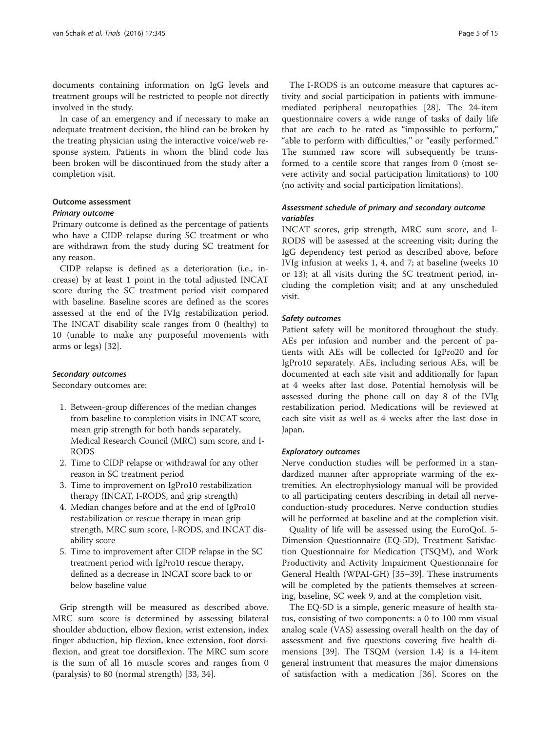documents containing information on IgG levels and treatment groups will be restricted to people not directly involved in the study.

In case of an emergency and if necessary to make an adequate treatment decision, the blind can be broken by the treating physician using the interactive voice/web response system. Patients in whom the blind code has been broken will be discontinued from the study after a completion visit.

## Outcome assessment

### Primary outcome

Primary outcome is defined as the percentage of patients who have a CIDP relapse during SC treatment or who are withdrawn from the study during SC treatment for any reason.

CIDP relapse is defined as a deterioration (i.e., increase) by at least 1 point in the total adjusted INCAT score during the SC treatment period visit compared with baseline. Baseline scores are defined as the scores assessed at the end of the IVIg restabilization period. The INCAT disability scale ranges from 0 (healthy) to 10 (unable to make any purposeful movements with arms or legs) [32].

### Secondary outcomes

Secondary outcomes are:

1. Between-group differences of the median changes from baseline to completion visits in INCAT score, mean grip strength for both hands separately, Medical Research Council (MRC) sum score, and I-RODS
2. Time to CIDP relapse or withdrawal for any other reason in SC treatment period
3. Time to improvement on IgPro10 restabilization therapy (INCAT, I-RODS, and grip strength)
4. Median changes before and at the end of IgPro10 restabilization or rescue therapy in mean grip strength, MRC sum score, I-RODS, and INCAT disability score
5. Time to improvement after CIDP relapse in the SC treatment period with IgPro10 rescue therapy, defined as a decrease in INCAT score back to or below baseline value

Grip strength will be measured as described above. MRC sum score is determined by assessing bilateral shoulder abduction, elbow flexion, wrist extension, index finger abduction, hip flexion, knee extension, foot dorsiflexion, and great toe dorsiflexion. The MRC sum score is the sum of all 16 muscle scores and ranges from 0 (paralysis) to 80 (normal strength) [33, 34].

The I-RODS is an outcome measure that captures activity and social participation in patients with immune-mediated peripheral neuropathies [28]. The 24-item questionnaire covers a wide range of tasks of daily life that are each to be rated as "impossible to perform," "able to perform with difficulties," or "easily performed." The summed raw score will subsequently be transformed to a centile score that ranges from 0 (most severe activity and social participation limitations) to 100 (no activity and social participation limitations).

### Assessment schedule of primary and secondary outcome variables

INCAT scores, grip strength, MRC sum score, and I-RODS will be assessed at the screening visit; during the IgG dependency test period as described above, before IVIg infusion at weeks 1, 4, and 7; at baseline (weeks 10 or 13); at all visits during the SC treatment period, including the completion visit; and at any unscheduled visit.

### Safety outcomes

Patient safety will be monitored throughout the study. AEs per infusion and number and the percent of patients with AEs will be collected for IgPro20 and for IgPro10 separately. AEs, including serious AEs, will be documented at each site visit and additionally for Japan at 4 weeks after last dose. Potential hemolysis will be assessed during the phone call on day 8 of the IVIg restabilization period. Medications will be reviewed at each site visit as well as 4 weeks after the last dose in Japan.

### Exploratory outcomes

Nerve conduction studies will be performed in a standardized manner after appropriate warming of the extremities. An electrophysiology manual will be provided to all participating centers describing in detail all nerve-conduction-study procedures. Nerve conduction studies will be performed at baseline and at the completion visit.

Quality of life will be assessed using the EuroQoL 5-Dimension Questionnaire (EQ-5D), Treatment Satisfaction Questionnaire for Medication (TSQM), and Work Productivity and Activity Impairment Questionnaire for General Health (WPAI-GH) [35–39]. These instruments will be completed by the patients themselves at screening, baseline, SC week 9, and at the completion visit.

The EQ-5D is a simple, generic measure of health status, consisting of two components: a 0 to 100 mm visual analog scale (VAS) assessing overall health on the day of assessment and five questions covering five health dimensions [39]. The TSQM (version 1.4) is a 14-item general instrument that measures the major dimensions of satisfaction with a medication [36]. Scores on the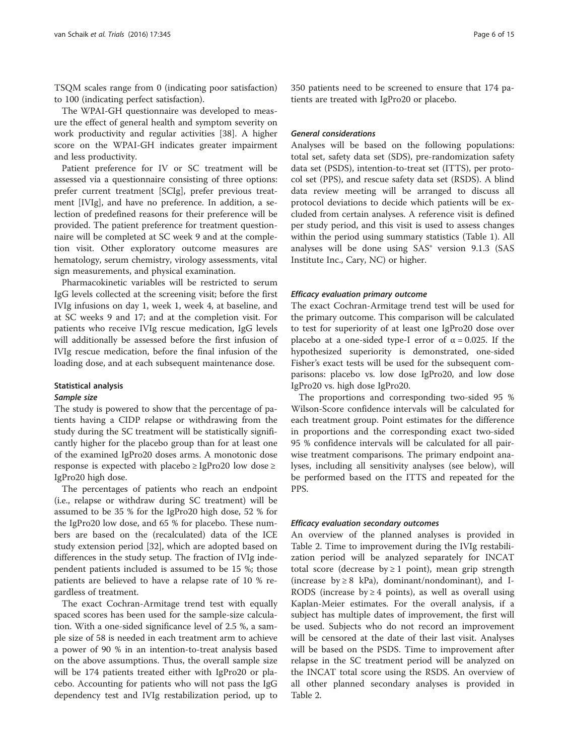TSQM scales range from 0 (indicating poor satisfaction) to 100 (indicating perfect satisfaction).

The WPAI-GH questionnaire was developed to measure the effect of general health and symptom severity on work productivity and regular activities [38]. A higher score on the WPAI-GH indicates greater impairment and less productivity.

Patient preference for IV or SC treatment will be assessed via a questionnaire consisting of three options: prefer current treatment [SCIg], prefer previous treatment [IVIg], and have no preference. In addition, a selection of predefined reasons for their preference will be provided. The patient preference for treatment questionnaire will be completed at SC week 9 and at the completion visit. Other exploratory outcome measures are hematology, serum chemistry, virology assessments, vital sign measurements, and physical examination.

Pharmacokinetic variables will be restricted to serum IgG levels collected at the screening visit; before the first IVIg infusions on day 1, week 1, week 4, at baseline, and at SC weeks 9 and 17; and at the completion visit. For patients who receive IVIg rescue medication, IgG levels will additionally be assessed before the first infusion of IVIg rescue medication, before the final infusion of the loading dose, and at each subsequent maintenance dose.

## Statistical analysis

### *Sample size*

The study is powered to show that the percentage of patients having a CIDP relapse or withdrawing from the study during the SC treatment will be statistically significantly higher for the placebo group than for at least one of the examined IgPro20 doses arms. A monotonic dose response is expected with placebo ≥ IgPro20 low dose ≥ IgPro20 high dose.

The percentages of patients who reach an endpoint (i.e., relapse or withdraw during SC treatment) will be assumed to be 35 % for the IgPro20 high dose, 52 % for the IgPro20 low dose, and 65 % for placebo. These numbers are based on the (recalculated) data of the ICE study extension period [32], which are adopted based on differences in the study setup. The fraction of IVIg independent patients included is assumed to be 15 %; those patients are believed to have a relapse rate of 10 % regardless of treatment.

The exact Cochran-Armitage trend test with equally spaced scores has been used for the sample-size calculation. With a one-sided significance level of 2.5 %, a sample size of 58 is needed in each treatment arm to achieve a power of 90 % in an intention-to-treat analysis based on the above assumptions. Thus, the overall sample size will be 174 patients treated either with IgPro20 or placebo. Accounting for patients who will not pass the IgG dependency test and IVIg restabilization period, up to 350 patients need to be screened to ensure that 174 patients are treated with IgPro20 or placebo.

### *General considerations*

Analyses will be based on the following populations: total set, safety data set (SDS), pre-randomization safety data set (PSDS), intention-to-treat set (ITTS), per protocol set (PPS), and rescue safety data set (RSDS). A blind data review meeting will be arranged to discuss all protocol deviations to decide which patients will be excluded from certain analyses. A reference visit is defined per study period, and this visit is used to assess changes within the period using summary statistics (Table 1). All analyses will be done using SAS® version 9.1.3 (SAS Institute Inc., Cary, NC) or higher.

### *Efficacy evaluation primary outcome*

The exact Cochran-Armitage trend test will be used for the primary outcome. This comparison will be calculated to test for superiority of at least one IgPro20 dose over placebo at a one-sided type-I error of $\alpha = 0.025$. If the hypothesized superiority is demonstrated, one-sided Fisher's exact tests will be used for the subsequent comparisons: placebo vs. low dose IgPro20, and low dose IgPro20 vs. high dose IgPro20.

The proportions and corresponding two-sided 95 % Wilson-Score confidence intervals will be calculated for each treatment group. Point estimates for the difference in proportions and the corresponding exact two-sided 95 % confidence intervals will be calculated for all pairwise treatment comparisons. The primary endpoint analyses, including all sensitivity analyses (see below), will be performed based on the ITTS and repeated for the PPS.

### *Efficacy evaluation secondary outcomes*

An overview of the planned analyses is provided in Table 2. Time to improvement during the IVIg restabilization period will be analyzed separately for INCAT total score (decrease by ≥ 1 point), mean grip strength (increase by ≥ 8 kPa), dominant/nondominant), and I-RODS (increase by ≥ 4 points), as well as overall using Kaplan-Meier estimates. For the overall analysis, if a subject has multiple dates of improvement, the first will be used. Subjects who do not record an improvement will be censored at the date of their last visit. Analyses will be based on the PSDS. Time to improvement after relapse in the SC treatment period will be analyzed on the INCAT total score using the RSDS. An overview of all other planned secondary analyses is provided in Table 2.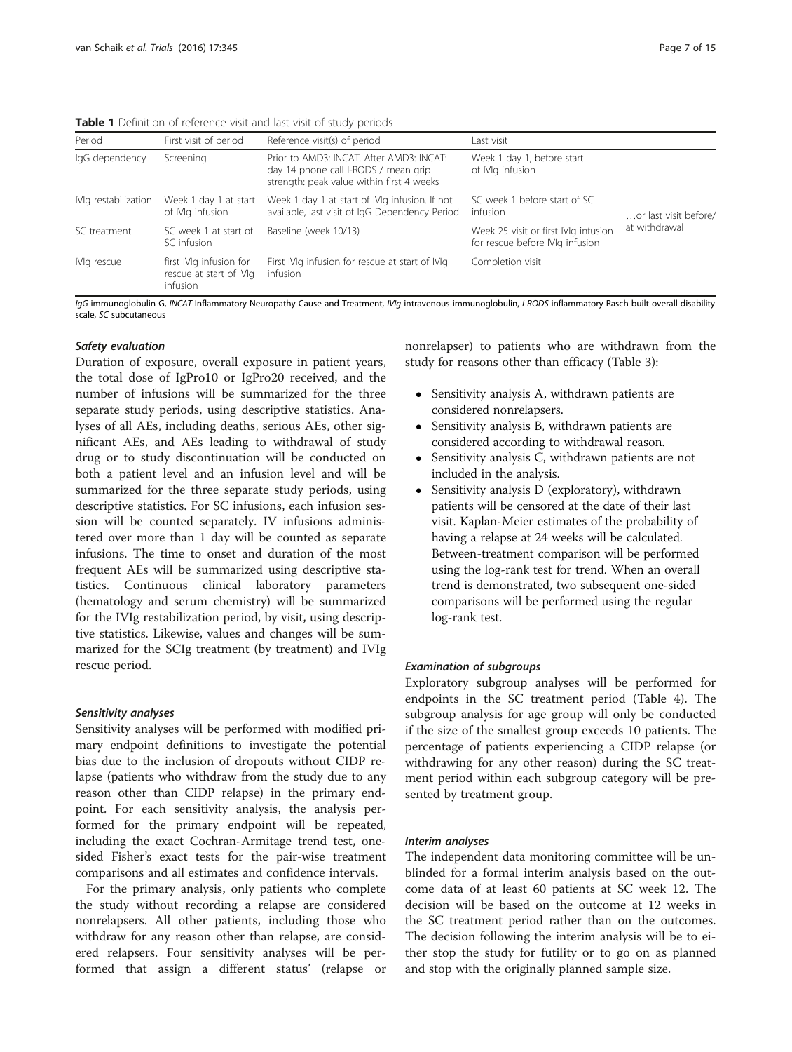**Table 1** Definition of reference visit and last visit of study periods

| Period | First visit of period | Reference visit(s) of period | Last visit | |
|---|---|---|---|---|
| IgG dependency | Screening | Prior to AMD3: INCAT. After AMD3: INCAT: day 14 phone call I-RODS / mean grip strength: peak value within first 4 weeks | Week 1 day 1, before start of IVIg infusion | |
| IVIg restabilization | Week 1 day 1 at start of IVIg infusion | Week 1 day 1 at start of IVIg infusion. If not available, last visit of IgG Dependency Period | SC week 1 before start of SC infusion | …or last visit before/ at withdrawal |
| SC treatment | SC week 1 at start of SC infusion | Baseline (week 10/13) | Week 25 visit or first IVIg infusion for rescue before IVIg infusion | |
| IVIg rescue | first IVIg infusion for rescue at start of IVIg infusion | First IVIg infusion for rescue at start of IVIg infusion | Completion visit | |

*IgG* immunoglobulin G, *INCAT* Inflammatory Neuropathy Cause and Treatment, *IVIg* intravenous immunoglobulin, *I-RODS* inflammatory-Rasch-built overall disability scale, *SC* subcutaneous

#### *Safety evaluation*

Duration of exposure, overall exposure in patient years, the total dose of IgPro10 or IgPro20 received, and the number of infusions will be summarized for the three separate study periods, using descriptive statistics. Analyses of all AEs, including deaths, serious AEs, other significant AEs, and AEs leading to withdrawal of study drug or to study discontinuation will be conducted on both a patient level and an infusion level and will be summarized for the three separate study periods, using descriptive statistics. For SC infusions, each infusion session will be counted separately. IV infusions administered over more than 1 day will be counted as separate infusions. The time to onset and duration of the most frequent AEs will be summarized using descriptive statistics. Continuous clinical laboratory parameters (hematology and serum chemistry) will be summarized for the IVIg restabilization period, by visit, using descriptive statistics. Likewise, values and changes will be summarized for the SCIg treatment (by treatment) and IVIg rescue period.

#### *Sensitivity analyses*

Sensitivity analyses will be performed with modified primary endpoint definitions to investigate the potential bias due to the inclusion of dropouts without CIDP relapse (patients who withdraw from the study due to any reason other than CIDP relapse) in the primary endpoint. For each sensitivity analysis, the analysis performed for the primary endpoint will be repeated, including the exact Cochran-Armitage trend test, one-sided Fisher's exact tests for the pair-wise treatment comparisons and all estimates and confidence intervals.

For the primary analysis, only patients who complete the study without recording a relapse are considered nonrelapsers. All other patients, including those who withdraw for any reason other than relapse, are considered relapsers. Four sensitivity analyses will be performed that assign a different status' (relapse or nonrelapser) to patients who are withdrawn from the study for reasons other than efficacy (Table 3):

- Sensitivity analysis A, withdrawn patients are considered nonrelapsers.
- Sensitivity analysis B, withdrawn patients are considered according to withdrawal reason.
- Sensitivity analysis C, withdrawn patients are not included in the analysis.
- Sensitivity analysis D (exploratory), withdrawn patients will be censored at the date of their last visit. Kaplan-Meier estimates of the probability of having a relapse at 24 weeks will be calculated. Between-treatment comparison will be performed using the log-rank test for trend. When an overall trend is demonstrated, two subsequent one-sided comparisons will be performed using the regular log-rank test.

#### *Examination of subgroups*

Exploratory subgroup analyses will be performed for endpoints in the SC treatment period (Table 4). The subgroup analysis for age group will only be conducted if the size of the smallest group exceeds 10 patients. The percentage of patients experiencing a CIDP relapse (or withdrawing for any other reason) during the SC treatment period within each subgroup category will be presented by treatment group.

#### *Interim analyses*

The independent data monitoring committee will be unblinded for a formal interim analysis based on the outcome data of at least 60 patients at SC week 12. The decision will be based on the outcome at 12 weeks in the SC treatment period rather than on the outcomes. The decision following the interim analysis will be to either stop the study for futility or to go on as planned and stop with the originally planned sample size.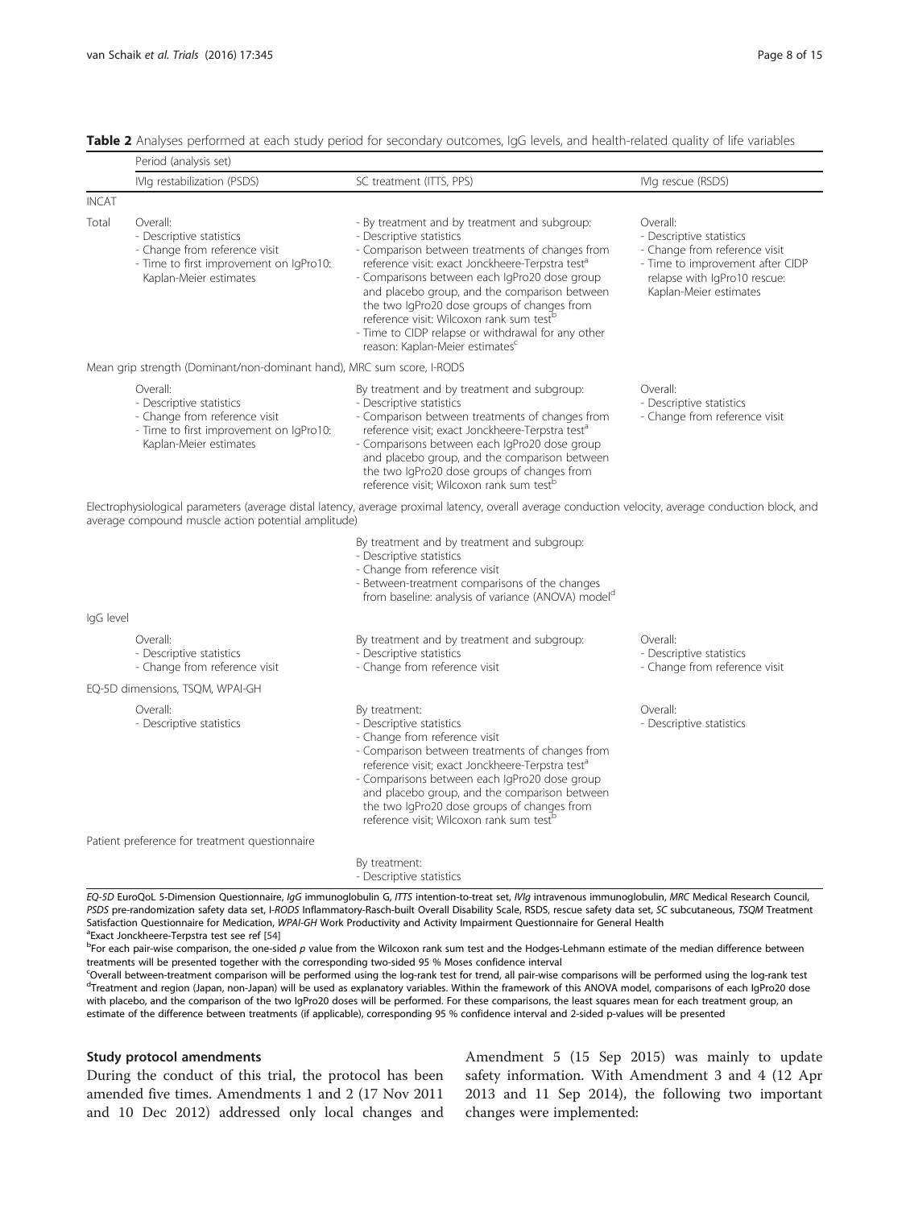**Table 2** Analyses performed at each study period for secondary outcomes, IgG levels, and health-related quality of life variables

| | Period (analysis set) | | |
|---|---|---|---|
| | IVIg restabilization (PSDS) | SC treatment (ITTS, PPS) | IVIg rescue (RSDS) |
| **INCAT** | | | |
| Total | Overall:<br>- Descriptive statistics<br>- Change from reference visit<br>- Time to first improvement on IgPro10: Kaplan-Meier estimates | - By treatment and by treatment and subgroup: Descriptive statistics<br>- Comparison between treatments of changes from reference visit: exact Jonckheere-Terpstra test[a]<br>- Comparisons between each IgPro20 dose group and placebo group, and the comparison between the two IgPro20 dose groups of changes from reference visit: Wilcoxon rank sum test[b]<br>- Time to CIDP relapse or withdrawal for any other reason: Kaplan-Meier estimates[c] | Overall:<br>- Descriptive statistics<br>- Change from reference visit<br>- Time to improvement after CIDP relapse with IgPro10 rescue: Kaplan-Meier estimates |
| Mean grip strength (Dominant/non-dominant hand), MRC sum score, I-RODS | | | |
| | Overall:<br>- Descriptive statistics<br>- Change from reference visit<br>- Time to first improvement on IgPro10: Kaplan-Meier estimates | By treatment and by treatment and subgroup:<br>- Descriptive statistics<br>- Comparison between treatments of changes from reference visit; exact Jonckheere-Terpstra test[a]<br>- Comparisons between each IgPro20 dose group and placebo group, and the comparison between the two IgPro20 dose groups of changes from reference visit; Wilcoxon rank sum test[b] | Overall:<br>- Descriptive statistics<br>- Change from reference visit |
| Electrophysiological parameters (average distal latency, average proximal latency, overall average conduction velocity, average conduction block, and average compound muscle action potential amplitude) | | | |
| | | By treatment and by treatment and subgroup:<br>- Descriptive statistics<br>- Change from reference visit<br>- Between-treatment comparisons of the changes from baseline: analysis of variance (ANOVA) model[d] | |
| IgG level | | | |
| | Overall:<br>- Descriptive statistics<br>- Change from reference visit | By treatment and by treatment and subgroup:<br>- Descriptive statistics<br>- Change from reference visit | Overall:<br>- Descriptive statistics<br>- Change from reference visit |
| EQ-5D dimensions, TSQM, WPAI-GH | | | |
| | Overall:<br>- Descriptive statistics | By treatment:<br>- Descriptive statistics<br>- Change from reference visit<br>- Comparison between treatments of changes from reference visit; exact Jonckheere-Terpstra test[a]<br>- Comparisons between each IgPro20 dose group and placebo group, and the comparison between the two IgPro20 dose groups of changes from reference visit; Wilcoxon rank sum test[b] | Overall:<br>- Descriptive statistics |
| Patient preference for treatment questionnaire | | | |
| | | By treatment:<br>- Descriptive statistics | |

*EQ-5D* EuroQoL 5-Dimension Questionnaire, *IgG* immunoglobulin G, *ITTS* intention-to-treat set, *IVIg* intravenous immunoglobulin, *MRC* Medical Research Council, *PSDS* pre-randomization safety data set, *I-RODS* Inflammatory-Rasch-built Overall Disability Scale, RSDS, rescue safety data set, *SC* subcutaneous, *TSQM* Treatment Satisfaction Questionnaire for Medication, *WPAI-GH* Work Productivity and Activity Impairment Questionnaire for General Health

[a]Exact Jonckheere-Terpstra test see ref [54]

[b]For each pair-wise comparison, the one-sided *p* value from the Wilcoxon rank sum test and the Hodges-Lehmann estimate of the median difference between treatments will be presented together with the corresponding two-sided 95 % Moses confidence interval

[c]Overall between-treatment comparison will be performed using the log-rank test for trend, all pair-wise comparisons will be performed using the log-rank test

[d]Treatment and region (Japan, non-Japan) will be used as explanatory variables. Within the framework of this ANOVA model, comparisons of each IgPro20 dose with placebo, and the comparison of the two IgPro20 doses will be performed. For these comparisons, the least squares mean for each treatment group, an estimate of the difference between treatments (if applicable), corresponding 95 % confidence interval and 2-sided p-values will be presented

### Study protocol amendments

During the conduct of this trial, the protocol has been amended five times. Amendments 1 and 2 (17 Nov 2011 and 10 Dec 2012) addressed only local changes and Amendment 5 (15 Sep 2015) was mainly to update safety information. With Amendment 3 and 4 (12 Apr 2013 and 11 Sep 2014), the following two important changes were implemented: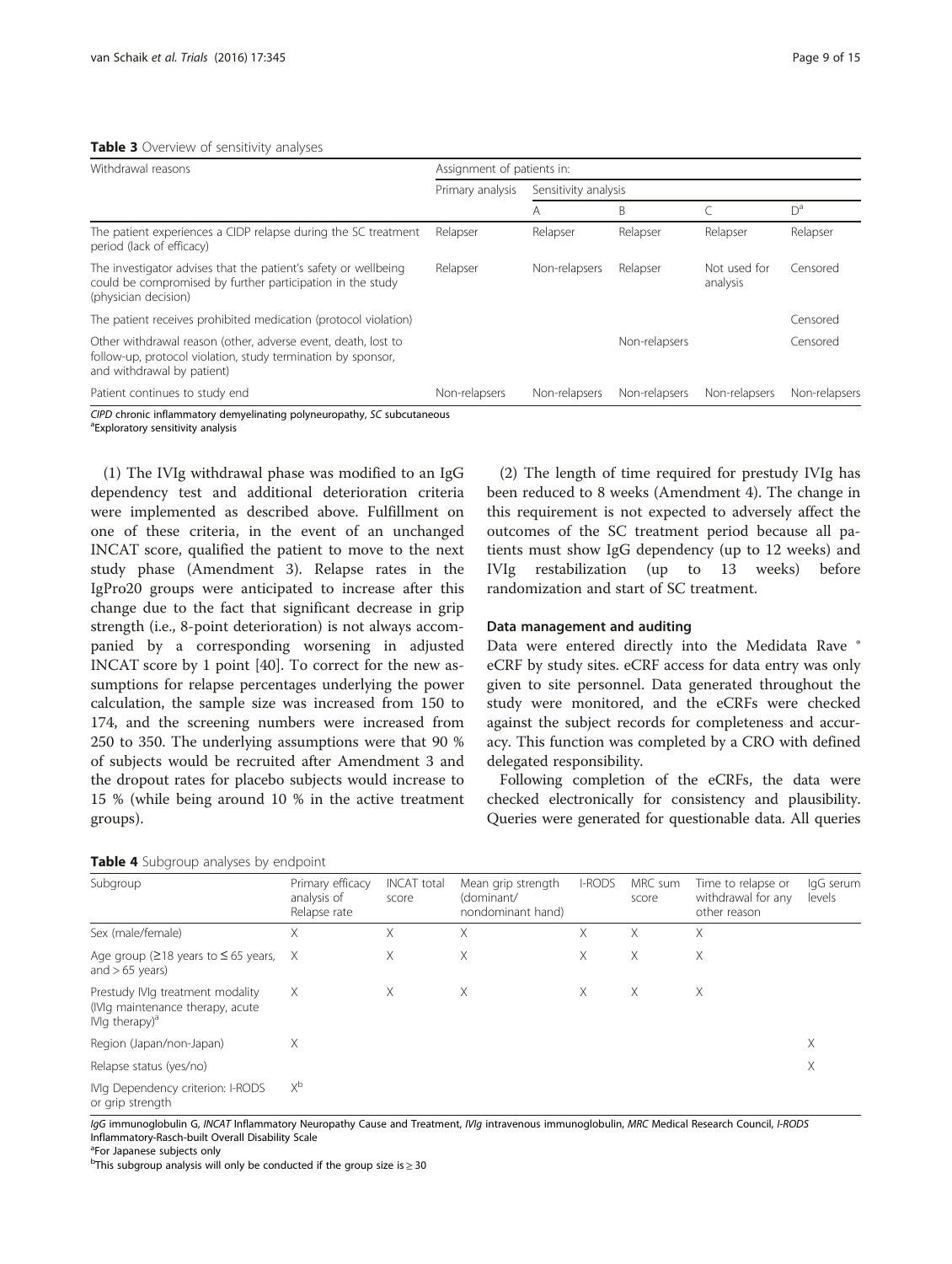**Table 3** Overview of sensitivity analyses

| Withdrawal reasons | Assignment of patients in: | | | | |
|---|---|---|---|---|---|
| | Primary analysis | Sensitivity analysis | | | |
| | | A | B | C | D[a] |
| The patient experiences a CIDP relapse during the SC treatment period (lack of efficacy) | Relapser | Relapser | Relapser | Relapser | Relapser |
| The investigator advises that the patient's safety or wellbeing could be compromised by further participation in the study (physician decision) | Relapser | Non-relapsers | Relapser | Not used for analysis | Censored |
| The patient receives prohibited medication (protocol violation) | | | | | Censored |
| Other withdrawal reason (other, adverse event, death, lost to follow-up, protocol violation, study termination by sponsor, and withdrawal by patient) | | | Non-relapsers | | Censored |
| Patient continues to study end | Non-relapsers | Non-relapsers | Non-relapsers | Non-relapsers | Non-relapsers |

*CIPD* chronic inflammatory demyelinating polyneuropathy, *SC* subcutaneous
[a]Exploratory sensitivity analysis

(1) The IVIg withdrawal phase was modified to an IgG dependency test and additional deterioration criteria were implemented as described above. Fulfillment on one of these criteria, in the event of an unchanged INCAT score, qualified the patient to move to the next study phase (Amendment 3). Relapse rates in the IgPro20 groups were anticipated to increase after this change due to the fact that significant decrease in grip strength (i.e., 8-point deterioration) is not always accompanied by a corresponding worsening in adjusted INCAT score by 1 point [40]. To correct for the new assumptions for relapse percentages underlying the power calculation, the sample size was increased from 150 to 174, and the screening numbers were increased from 250 to 350. The underlying assumptions were that 90 % of subjects would be recruited after Amendment 3 and the dropout rates for placebo subjects would increase to 15 % (while being around 10 % in the active treatment groups).

(2) The length of time required for prestudy IVIg has been reduced to 8 weeks (Amendment 4). The change in this requirement is not expected to adversely affect the outcomes of the SC treatment period because all patients must show IgG dependency (up to 12 weeks) and IVIg restabilization (up to 13 weeks) before randomization and start of SC treatment.

### Data management and auditing

Data were entered directly into the Medidata Rave ® eCRF by study sites. eCRF access for data entry was only given to site personnel. Data generated throughout the study were monitored, and the eCRFs were checked against the subject records for completeness and accuracy. This function was completed by a CRO with defined delegated responsibility.

Following completion of the eCRFs, the data were checked electronically for consistency and plausibility. Queries were generated for questionable data. All queries

**Table 4** Subgroup analyses by endpoint

| Subgroup | Primary efficacy analysis of Relapse rate | INCAT total score | Mean grip strength (dominant/ nondominant hand) | I-RODS | MRC sum score | Time to relapse or withdrawal for any other reason | IgG serum levels |
|---|---|---|---|---|---|---|---|
| Sex (male/female) | X | X | X | X | X | X | |
| Age group (≥18 years to ≤ 65 years, and > 65 years) | X | X | X | X | X | X | |
| Prestudy IVIg treatment modality (IVIg maintenance therapy, acute IVIg therapy)[a] | X | X | X | X | X | X | |
| Region (Japan/non-Japan) | X | | | | | | X |
| Relapse status (yes/no) | | | | | | | X |
| IVIg Dependency criterion: I-RODS or grip strength | X[b] | | | | | | |

*IgG* immunoglobulin G, *INCAT* Inflammatory Neuropathy Cause and Treatment, *IVIg* intravenous immunoglobulin, *MRC* Medical Research Council, *I-RODS* Inflammatory-Rasch-built Overall Disability Scale
[a]For Japanese subjects only
[b]This subgroup analysis will only be conducted if the group size is ≥ 30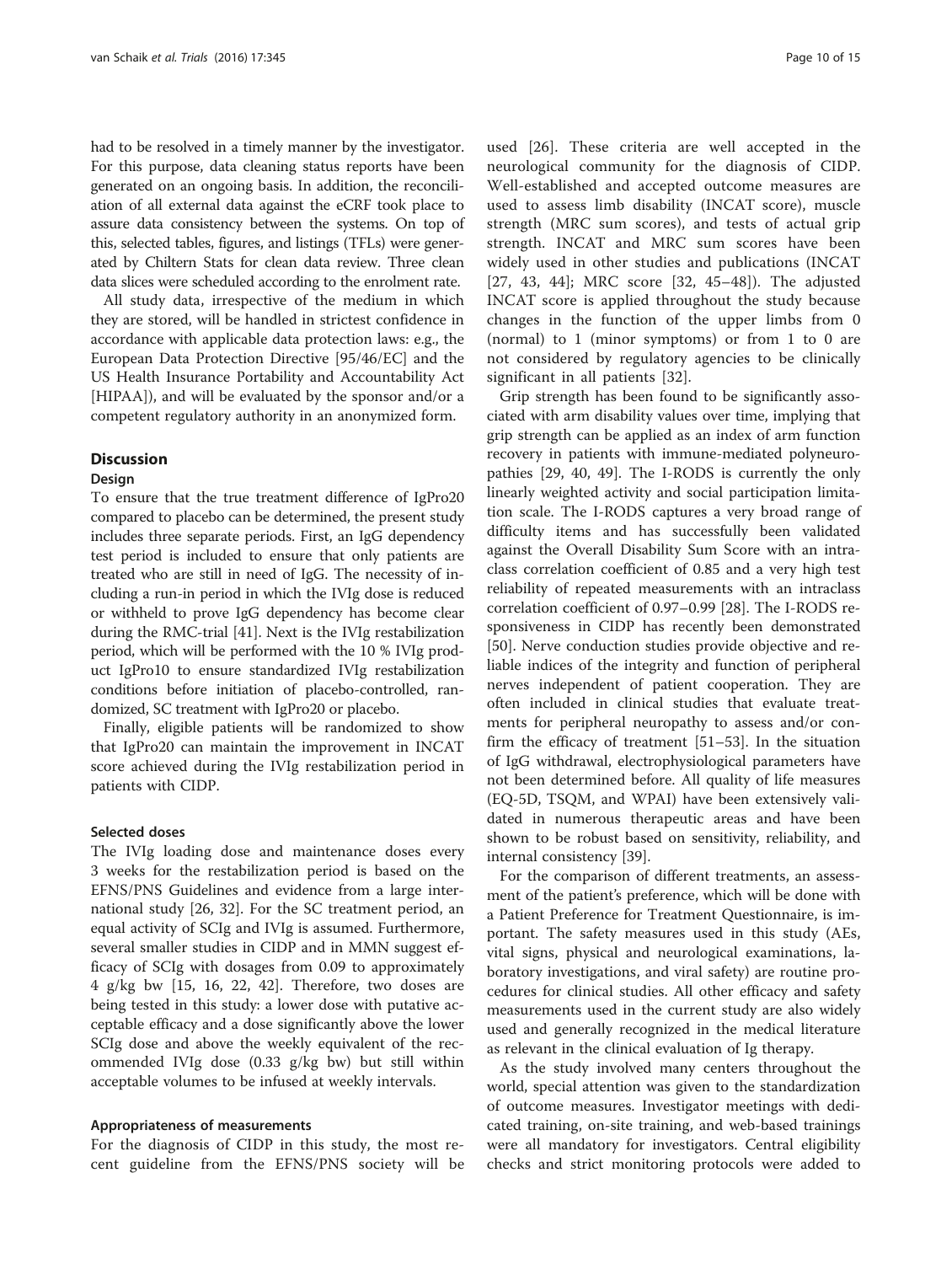had to be resolved in a timely manner by the investigator. For this purpose, data cleaning status reports have been generated on an ongoing basis. In addition, the reconciliation of all external data against the eCRF took place to assure data consistency between the systems. On top of this, selected tables, figures, and listings (TFLs) were generated by Chiltern Stats for clean data review. Three clean data slices were scheduled according to the enrolment rate.

All study data, irrespective of the medium in which they are stored, will be handled in strictest confidence in accordance with applicable data protection laws: e.g., the European Data Protection Directive [95/46/EC] and the US Health Insurance Portability and Accountability Act [HIPAA]), and will be evaluated by the sponsor and/or a competent regulatory authority in an anonymized form.

## Discussion

### Design

To ensure that the true treatment difference of IgPro20 compared to placebo can be determined, the present study includes three separate periods. First, an IgG dependency test period is included to ensure that only patients are treated who are still in need of IgG. The necessity of including a run-in period in which the IVIg dose is reduced or withheld to prove IgG dependency has become clear during the RMC-trial [41]. Next is the IVIg restabilization period, which will be performed with the 10 % IVIg product IgPro10 to ensure standardized IVIg restabilization conditions before initiation of placebo-controlled, randomized, SC treatment with IgPro20 or placebo.

Finally, eligible patients will be randomized to show that IgPro20 can maintain the improvement in INCAT score achieved during the IVIg restabilization period in patients with CIDP.

### Selected doses

The IVIg loading dose and maintenance doses every 3 weeks for the restabilization period is based on the EFNS/PNS Guidelines and evidence from a large international study [26, 32]. For the SC treatment period, an equal activity of SCIg and IVIg is assumed. Furthermore, several smaller studies in CIDP and in MMN suggest efficacy of SCIg with dosages from 0.09 to approximately 4 g/kg bw [15, 16, 22, 42]. Therefore, two doses are being tested in this study: a lower dose with putative acceptable efficacy and a dose significantly above the lower SCIg dose and above the weekly equivalent of the recommended IVIg dose (0.33 g/kg bw) but still within acceptable volumes to be infused at weekly intervals.

### Appropriateness of measurements

For the diagnosis of CIDP in this study, the most recent guideline from the EFNS/PNS society will be used [26]. These criteria are well accepted in the neurological community for the diagnosis of CIDP. Well-established and accepted outcome measures are used to assess limb disability (INCAT score), muscle strength (MRC sum scores), and tests of actual grip strength. INCAT and MRC sum scores have been widely used in other studies and publications (INCAT [27, 43, 44]; MRC score [32, 45–48]). The adjusted INCAT score is applied throughout the study because changes in the function of the upper limbs from 0 (normal) to 1 (minor symptoms) or from 1 to 0 are not considered by regulatory agencies to be clinically significant in all patients [32].

Grip strength has been found to be significantly associated with arm disability values over time, implying that grip strength can be applied as an index of arm function recovery in patients with immune-mediated polyneuropathies [29, 40, 49]. The I-RODS is currently the only linearly weighted activity and social participation limitation scale. The I-RODS captures a very broad range of difficulty items and has successfully been validated against the Overall Disability Sum Score with an intraclass correlation coefficient of 0.85 and a very high test reliability of repeated measurements with an intraclass correlation coefficient of 0.97–0.99 [28]. The I-RODS responsiveness in CIDP has recently been demonstrated [50]. Nerve conduction studies provide objective and reliable indices of the integrity and function of peripheral nerves independent of patient cooperation. They are often included in clinical studies that evaluate treatments for peripheral neuropathy to assess and/or confirm the efficacy of treatment [51–53]. In the situation of IgG withdrawal, electrophysiological parameters have not been determined before. All quality of life measures (EQ-5D, TSQM, and WPAI) have been extensively validated in numerous therapeutic areas and have been shown to be robust based on sensitivity, reliability, and internal consistency [39].

For the comparison of different treatments, an assessment of the patient's preference, which will be done with a Patient Preference for Treatment Questionnaire, is important. The safety measures used in this study (AEs, vital signs, physical and neurological examinations, laboratory investigations, and viral safety) are routine procedures for clinical studies. All other efficacy and safety measurements used in the current study are also widely used and generally recognized in the medical literature as relevant in the clinical evaluation of Ig therapy.

As the study involved many centers throughout the world, special attention was given to the standardization of outcome measures. Investigator meetings with dedicated training, on-site training, and web-based trainings were all mandatory for investigators. Central eligibility checks and strict monitoring protocols were added to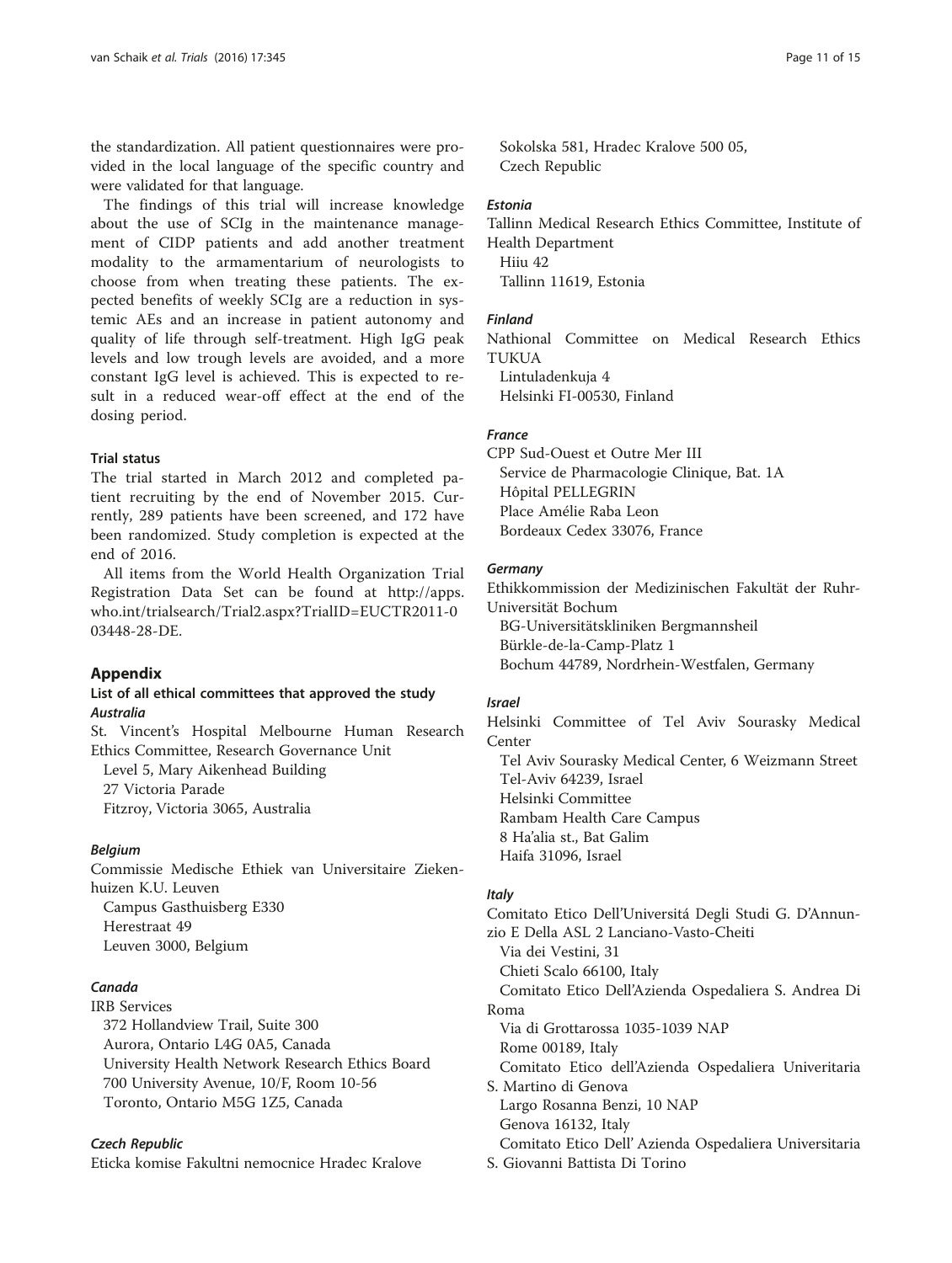the standardization. All patient questionnaires were provided in the local language of the specific country and were validated for that language.

The findings of this trial will increase knowledge about the use of SCIg in the maintenance management of CIDP patients and add another treatment modality to the armamentarium of neurologists to choose from when treating these patients. The expected benefits of weekly SCIg are a reduction in systemic AEs and an increase in patient autonomy and quality of life through self-treatment. High IgG peak levels and low trough levels are avoided, and a more constant IgG level is achieved. This is expected to result in a reduced wear-off effect at the end of the dosing period.

### Trial status

The trial started in March 2012 and completed patient recruiting by the end of November 2015. Currently, 289 patients have been screened, and 172 have been randomized. Study completion is expected at the end of 2016.

All items from the World Health Organization Trial Registration Data Set can be found at http://apps.who.int/trialsearch/Trial2.aspx?TrialID=EUCTR2011-003448-28-DE.

## Appendix

### List of all ethical committees that approved the study

#### *Australia*

St. Vincent's Hospital Melbourne Human Research Ethics Committee, Research Governance Unit
Level 5, Mary Aikenhead Building
27 Victoria Parade
Fitzroy, Victoria 3065, Australia

#### *Belgium*

Commissie Medische Ethiek van Universitaire Ziekenhuizen K.U. Leuven
Campus Gasthuisberg E330
Herestraat 49
Leuven 3000, Belgium

#### *Canada*

IRB Services
372 Hollandview Trail, Suite 300
Aurora, Ontario L4G 0A5, Canada
University Health Network Research Ethics Board
700 University Avenue, 10/F, Room 10-56
Toronto, Ontario M5G 1Z5, Canada

#### *Czech Republic*

Eticka komise Fakultni nemocnice Hradec Kralove
Sokolska 581, Hradec Kralove 500 05,
Czech Republic

#### *Estonia*

Tallinn Medical Research Ethics Committee, Institute of Health Department
Hiiu 42
Tallinn 11619, Estonia

#### *Finland*

Nathional Committee on Medical Research Ethics TUKUA
Lintuladenkuja 4
Helsinki FI-00530, Finland

#### *France*

CPP Sud-Ouest et Outre Mer III
Service de Pharmacologie Clinique, Bat. 1A
Hôpital PELLEGRIN
Place Amélie Raba Leon
Bordeaux Cedex 33076, France

#### *Germany*

Ethikkommission der Medizinischen Fakultät der Ruhr-Universität Bochum
BG-Universitätskliniken Bergmannsheil
Bürkle-de-la-Camp-Platz 1
Bochum 44789, Nordrhein-Westfalen, Germany

#### *Israel*

Helsinki Committee of Tel Aviv Sourasky Medical Center
Tel Aviv Sourasky Medical Center, 6 Weizmann Street
Tel-Aviv 64239, Israel
Helsinki Committee
Rambam Health Care Campus
8 Ha'alia st., Bat Galim
Haifa 31096, Israel

#### *Italy*

Comitato Etico Dell'Universitá Degli Studi G. D'Annunzio E Della ASL 2 Lanciano-Vasto-Cheiti
Via dei Vestini, 31
Chieti Scalo 66100, Italy
Comitato Etico Dell'Azienda Ospedaliera S. Andrea Di Roma
Via di Grottarossa 1035-1039 NAP
Rome 00189, Italy
Comitato Etico dell'Azienda Ospedaliera Univeritaria S. Martino di Genova
Largo Rosanna Benzi, 10 NAP
Genova 16132, Italy
Comitato Etico Dell' Azienda Ospedaliera Universitaria S. Giovanni Battista Di Torino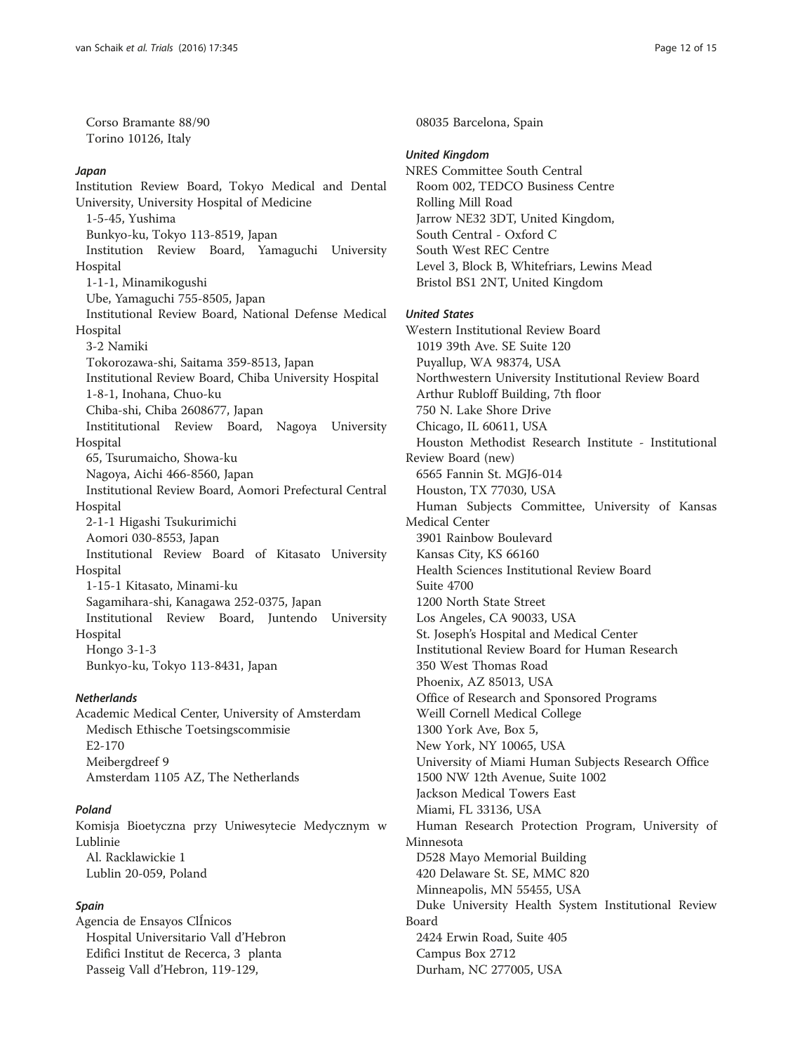Corso Bramante 88/90
Torino 10126, Italy

*Japan*

Institution Review Board, Tokyo Medical and Dental University, University Hospital of Medicine
1-5-45, Yushima
Bunkyo-ku, Tokyo 113-8519, Japan
Institution Review Board, Yamaguchi University Hospital
1-1-1, Minamikogushi
Ube, Yamaguchi 755-8505, Japan
Institutional Review Board, National Defense Medical Hospital
3-2 Namiki
Tokorozawa-shi, Saitama 359-8513, Japan
Institutional Review Board, Chiba University Hospital
1-8-1, Inohana, Chuo-ku
Chiba-shi, Chiba 2608677, Japan
Instititutional Review Board, Nagoya University Hospital
65, Tsurumaicho, Showa-ku
Nagoya, Aichi 466-8560, Japan
Institutional Review Board, Aomori Prefectural Central Hospital
2-1-1 Higashi Tsukurimichi
Aomori 030-8553, Japan
Institutional Review Board of Kitasato University Hospital
1-15-1 Kitasato, Minami-ku
Sagamihara-shi, Kanagawa 252-0375, Japan
Institutional Review Board, Juntendo University Hospital
Hongo 3-1-3
Bunkyo-ku, Tokyo 113-8431, Japan

*Netherlands*

Academic Medical Center, University of Amsterdam
Medisch Ethische Toetsingscommisie
E2-170
Meibergdreef 9
Amsterdam 1105 AZ, The Netherlands

*Poland*

Komisja Bioetyczna przy Uniwesytecie Medycznym w Lublinie
Al. Racklawickie 1
Lublin 20-059, Poland

*Spain*

Agencia de Ensayos ClÍnicos
Hospital Universitario Vall d'Hebron
Edifici Institut de Recerca, 3 planta
Passeig Vall d'Hebron, 119-129,
08035 Barcelona, Spain

*United Kingdom*

NRES Committee South Central
Room 002, TEDCO Business Centre
Rolling Mill Road
Jarrow NE32 3DT, United Kingdom,
South Central - Oxford C
South West REC Centre
Level 3, Block B, Whitefriars, Lewins Mead
Bristol BS1 2NT, United Kingdom

*United States*

Western Institutional Review Board
1019 39th Ave. SE Suite 120
Puyallup, WA 98374, USA
Northwestern University Institutional Review Board
Arthur Rubloff Building, 7th floor
750 N. Lake Shore Drive
Chicago, IL 60611, USA
Houston Methodist Research Institute - Institutional Review Board (new)
6565 Fannin St. MGJ6-014
Houston, TX 77030, USA
Human Subjects Committee, University of Kansas Medical Center
3901 Rainbow Boulevard
Kansas City, KS 66160
Health Sciences Institutional Review Board
Suite 4700
1200 North State Street
Los Angeles, CA 90033, USA
St. Joseph's Hospital and Medical Center
Institutional Review Board for Human Research
350 West Thomas Road
Phoenix, AZ 85013, USA
Office of Research and Sponsored Programs
Weill Cornell Medical College
1300 York Ave, Box 5,
New York, NY 10065, USA
University of Miami Human Subjects Research Office
1500 NW 12th Avenue, Suite 1002
Jackson Medical Towers East
Miami, FL 33136, USA
Human Research Protection Program, University of Minnesota
D528 Mayo Memorial Building
420 Delaware St. SE, MMC 820
Minneapolis, MN 55455, USA
Duke University Health System Institutional Review Board
2424 Erwin Road, Suite 405
Campus Box 2712
Durham, NC 277005, USA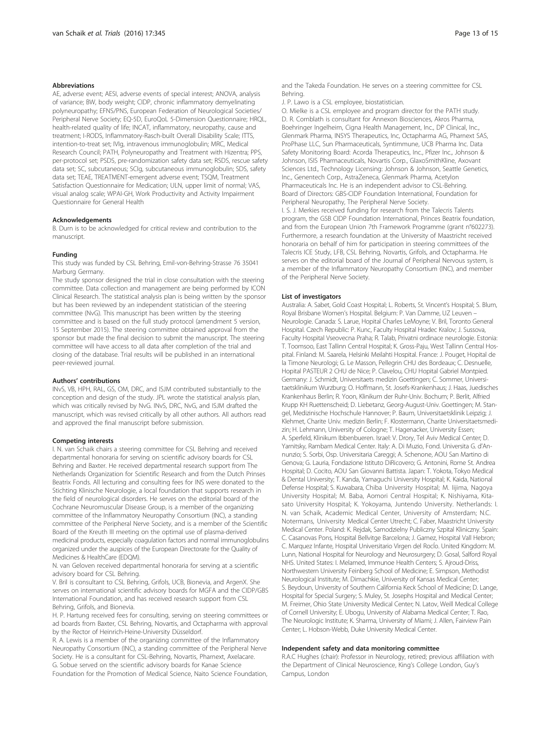### Abbreviations

AE, adverse event; AESI, adverse events of special interest; ANOVA, analysis of variance; BW, body weight; CIDP, chronic inflammatory demyelinating polyneuropathy; EFNS/PNS, European Federation of Neurological Societies/ Peripheral Nerve Society; EQ-5D, EuroQoL 5-Dimension Questionnaire; HRQL, health-related quality of life; INCAT, inflammatory, neuropathy, cause and treatment; I-RODS, Inflammatory-Rasch-built Overall Disability Scale; ITTS, intention-to-treat set; IVIg, intravenous immunoglobulin; MRC, Medical Research Council; PATH, Polyneuropathy and Treatment with Hizentra; PPS, per-protocol set; PSDS, pre-randomization safety data set; RSDS, rescue safety data set; SC, subcutaneous; SCIg, subcutaneous immunoglobulin; SDS, safety data set; TEAE, TREATMENT-emergent adverse event; TSQM, Treatment Satisfaction Questionnaire for Medication; ULN, upper limit of normal; VAS, visual analog scale; WPAI-GH, Work Productivity and Activity Impairment Questionnaire for General Health

### Acknowledgements

B. Durn is to be acknowledged for critical review and contribution to the manuscript.

### Funding

This study was funded by CSL Behring, Emil-von-Behring-Strasse 76 35041 Marburg Germany.

The study sponsor designed the trial in close consultation with the steering committee. Data collection and management are being performed by ICON Clinical Research. The statistical analysis plan is being written by the sponsor but has been reviewed by an independent statistician of the steering committee (NvG). This manuscript has been written by the steering committee and is based on the full study protocol (amendment 5 version, 15 September 2015). The steering committee obtained approval from the sponsor but made the final decision to submit the manuscript. The steering committee will have access to all data after completion of the trial and closing of the database. Trial results will be published in an international peer-reviewed journal.

### Authors' contributions

INvS, VB, HPH, RAL, GS, OM, DRC, and ISJM contributed substantially to the conception and design of the study. JPL wrote the statistical analysis plan, which was critically revised by NvG. INvS, DRC, NvG, and ISJM drafted the manuscript, which was revised critically by all other authors. All authors read and approved the final manuscript before submission.

### Competing interests

I. N. van Schaik chairs a steering committee for CSL Behring and received departmental honoraria for serving on scientific advisory boards for CSL Behring and Baxter. He received departmental research support from The Netherlands Organization for Scientific Research and from the Dutch Prinses Beatrix Fonds. All lecturing and consulting fees for INS were donated to the Stichting Klinische Neurologie, a local foundation that supports research in the field of neurological disorders. He serves on the editorial board of the Cochrane Neuromuscular Disease Group, is a member of the organizing committee of the Inflammatory Neuropathy Consortium (INC), a standing committee of the Peripheral Nerve Society, and is a member of the Scientific Board of the Kreuth III meeting on the optimal use of plasma-derived medicinal products, especially coagulation factors and normal immunoglobulins organized under the auspices of the European Directorate for the Quality of Medicines & HealthCare (EDQM).

N. van Geloven received departmental honoraria for serving at a scientific advisory board for CSL Behring.

V. Bril is consultant to CSL Behring, Grifols, UCB, Bionevia, and ArgenX. She serves on international scientific advisory boards for MGFA and the CIDP/GBS International Foundation, and has received research support from CSL Behring, Grifols, and Bionevia.

H. P. Hartung received fees for consulting, serving on steering committees or ad boards from Baxter, CSL Behring, Novartis, and Octapharma with approval by the Rector of Heinrich-Heine-University Düsseldorf.

R. A. Lewis is a member of the organizing committee of the Inflammatory Neuropathy Consortium (INC), a standing committee of the Peripheral Nerve Society. He is a consultant for CSL-Behring, Novartis, Pharnext, Axelacare.

G. Sobue served on the scientific advisory boards for Kanae Science Foundation for the Promotion of Medical Science, Naito Science Foundation, and the Takeda Foundation. He serves on a steering committee for CSL Behring.

J. P. Lawo is a CSL employee, biostatistician.

O. Mielke is a CSL employee and program director for the PATH study.

D. R. Cornblath is consultant for Annexon Biosciences, Akros Pharma, Boehringer Ingelheim, Cigna Health Management, Inc., DP Clinical, Inc., Glenmark Pharma, INSYS Therapeutics, Inc, Octapharma AG, Pharnext SAS, ProPhase LLC, Sun Pharmaceuticals, Syntimmune, UCB Pharma Inc. Data Safety Monitoring Board: Acorda Therapeutics, Inc., Pfizer Inc., Johnson & Johnson, ISIS Pharmaceuticals, Novartis Corp., GlaxoSmithKline, Axovant Sciences Ltd., Technology Licensing: Johnson & Johnson, Seattle Genetics, Inc., Genentech Corp., AstraZeneca, Glenmark Pharma, Acetylon Pharmaceuticals Inc. He is an independent advisor to CSL-Behring. Board of Directors: GBS-CIDP Foundation International, Foundation for Peripheral Neuropathy, The Peripheral Nerve Society.

I. S. J. Merkies received funding for research from the Talecris Talents program, the GSB CIDP Foundation International, Princes Beatrix foundation, and from the European Union 7th Framework Programme (grant n°602273). Furthermore, a research foundation at the University of Maastricht received honoraria on behalf of him for participation in steering committees of the Talecris ICE Study, LFB, CSL Behring, Novartis, Grifols, and Octapharma. He serves on the editorial board of the Journal of Peripheral Nervous system, is a member of the Inflammatory Neuropathy Consortium (INC), and member of the Peripheral Nerve Society.

### List of investigators

Australia: A. Sabet, Gold Coast Hospital; L. Roberts, St. Vincent's Hospital; S. Blum, Royal Brisbane Women's Hospital. Belgium: P. Van Damme, UZ Leuven – Neurologie. Canada: S. Larue, Hopital Charles LeMoyne; V. Bril, Toronto General Hospital. Czech Republic: P. Kunc, Faculty Hospital Hradec Kralov; J. Sussova, Faculty Hospital Vseovecna Praha; R. Talab, Privatni ordinace neurologie. Estonia: T. Toomsoo, East Tallinn Central Hospital; K. Gross-Paju, West Tallinn Central Hospital. Finland: M. Saarela, Helsinki Meilahti Hospital. France: J. Pouget, Hopital de la Timone Neurologi; G. Le Masson, Pellegrin CHU des Bordeaux; C. Desnuelle, Hopital PASTEUR 2 CHU de Nice; P. Clavelou, CHU Hopital Gabriel Montpied. Germany: J. Schmidt, Universitaets medizin Goettingen; C. Sommer, Universitaetsklinikum Wurzburg; O. Hoffmann, St. Josefs-Krankenhaus; J. Haas, Juedisches Krankenhaus Berlin; R. Yoon, Klinikum der Ruhr-Univ. Bochum; P. Berlit, Alfried Krupp KH Ruettenscheid; D. Liebetanz, Georg-August-Univ. Goettingen; M. Stangel, Medizinische Hochschule Hannover; P. Baum, Universitaetsklinik Leipzig; J. Klehmet, Charite Univ. medizin Berlin; F. Klostermann, Charite Universitaetsmedizin; H. Lehmann, University of Cologne; T. Hagenacker, University Essen; A. Sperfeld, Klinikum Ibbenbueren. Israel: V. Drory, Tel Aviv Medical Center; D. Yarnitsky, Rambam Medical Center. Italy: A. Di Muzio, Fond. Universita G. d'Annunzio; S. Sorbi, Osp. Universitaria Careggi; A. Schenone, AOU San Martino di Genova; G. Lauria, Fondazione Istituto DiRicovero; G. Antonini, Rome St. Andrea Hospital; D. Cocito, AOU San Giovanni Battista. Japan: T. Yokota, Tokyo Medical & Dental University; T. Kanda, Yamaguchi University Hospital; K. Kaida, National Defense Hospital; S. Kuwabara, Chiba University Hospital; M. Iijima, Nagoya University Hospital; M. Baba, Aomori Central Hospital; K. Nishiyama, Kitasato University Hospital; K. Yokoyama, Juntendo University. Netherlands: I. N. van Schaik, Academic Medical Center, University of Amsterdam; N.C. Notermans, University Medical Center Utrecht; C. Faber, Maastricht University Medical Center. Poland: K. Rejdak, Samodzielny Publiczny Szpital Kliniczny. Spain: C. Casanovas Pons, Hospital Bellvitge Barcelona; J. Gamez, Hospital Vall Hebron; C. Marquez Infante, Hospital Universitario Virgen del Rocío. United Kingdom: M. Lunn, National Hospital for Neurology and Neurosurgery; D. Gosal, Salford Royal NHS. United States: I. Melamed, Immunoe Health Centers; S. Ajroud-Driss, Northwestern University Feinberg School of Medicine; E. Simpson, Methodist Neurological Institute; M. Dimachkie, University of Kansas Medical Center; S. Beydoun, University of Southern California Keck School of Medicine; D. Lange, Hospital for Special Surgery; S. Muley, St. Josephs Hospital and Medical Center; M. Freimer, Ohio State University Medical Center; N. Latov, Weill Medical College of Cornell University; E. Ubogu, University of Alabama Medical Center; T. Rao, The Neurologic Institute; K. Sharma, University of Miami; J. Allen, Fairview Pain Center; L. Hobson-Webb, Duke University Medical Center.

### Independent safety and data monitoring committee

R.A.C Hughes (chair): Professor in Neurology, retired; previous affiliation with the Department of Clinical Neuroscience, King's College London, Guy's Campus, London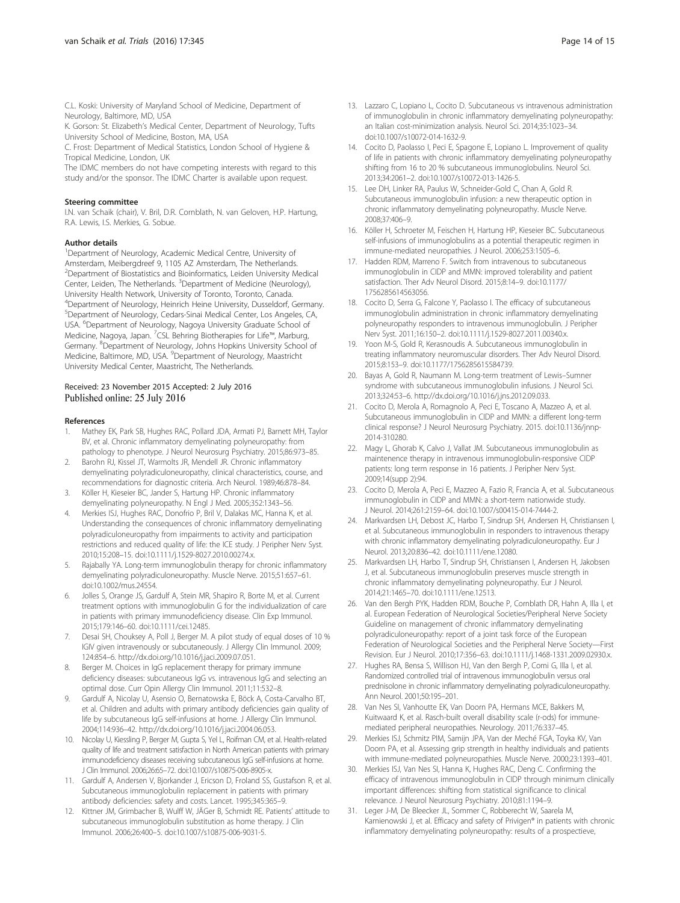C.L. Koski: University of Maryland School of Medicine, Department of Neurology, Baltimore, MD, USA

K. Gorson: St. Elizabeth's Medical Center, Department of Neurology, Tufts University School of Medicine, Boston, MA, USA

C. Frost: Department of Medical Statistics, London School of Hygiene & Tropical Medicine, London, UK

The IDMC members do not have competing interests with regard to this study and/or the sponsor. The IDMC Charter is available upon request.

#### Steering committee

I.N. van Schaik (chair), V. Bril, D.R. Cornblath, N. van Geloven, H.P. Hartung, R.A. Lewis, I.S. Merkies, G. Sobue.

#### Author details

[1]Department of Neurology, Academic Medical Centre, University of Amsterdam, Meibergdreef 9, 1105 AZ Amsterdam, The Netherlands. [2]Department of Biostatistics and Bioinformatics, Leiden University Medical Center, Leiden, The Netherlands. [3]Department of Medicine (Neurology), University Health Network, University of Toronto, Toronto, Canada. [4]Department of Neurology, Heinrich Heine University, Dusseldorf, Germany. [5]Department of Neurology, Cedars-Sinai Medical Center, Los Angeles, CA, USA. [6]Department of Neurology, Nagoya University Graduate School of Medicine, Nagoya, Japan. [7]CSL Behring Biotherapies for Life™, Marburg, Germany. [8]Department of Neurology, Johns Hopkins University School of Medicine, Baltimore, MD, USA. [9]Department of Neurology, Maastricht University Medical Center, Maastricht, The Netherlands.

Received: 23 November 2015 Accepted: 2 July 2016
Published online: 25 July 2016

#### References

1. Mathey EK, Park SB, Hughes RAC, Pollard JDA, Armati PJ, Barnett MH, Taylor BV, et al. Chronic inflammatory demyelinating polyneuropathy: from pathology to phenotype. J Neurol Neurosurg Psychiatry. 2015;86:973–85.
2. Barohn RJ, Kissel JT, Warmolts JR, Mendell JR. Chronic inflammatory demyelinating polyradiculoneuropathy, clinical characteristics, course, and recommendations for diagnostic criteria. Arch Neurol. 1989;46:878–84.
3. Köller H, Kieseier BC, Jander S, Hartung HP. Chronic inflammatory demyelinating polyneuropathy. N Engl J Med. 2005;352:1343–56.
4. Merkies ISJ, Hughes RAC, Donofrio P, Bril V, Dalakas MC, Hanna K, et al. Understanding the consequences of chronic inflammatory demyelinating polyradiculoneuropathy from impairments to activity and participation restrictions and reduced quality of life: the ICE study. J Peripher Nerv Syst. 2010;15:208–15. doi:10.1111/j.1529-8027.2010.00274.x.
5. Rajabally YA. Long-term immunoglobulin therapy for chronic inflammatory demyelinating polyradiculoneuropathy. Muscle Nerve. 2015;51:657–61. doi:10.1002/mus.24554.
6. Jolles S, Orange JS, Gardulf A, Stein MR, Shapiro R, Borte M, et al. Current treatment options with immunoglobulin G for the individualization of care in patients with primary immunodeficiency disease. Clin Exp Immunol. 2015;179:146–60. doi:10.1111/cei.12485.
7. Desai SH, Chouksey A, Poll J, Berger M. A pilot study of equal doses of 10 % IGIV given intravenously or subcutaneously. J Allergy Clin Immunol. 2009; 124:854–6. http://dx.doi.org/10.1016/j.jaci.2009.07.051.
8. Berger M. Choices in IgG replacement therapy for primary immune deficiency diseases: subcutaneous IgG vs. intravenous IgG and selecting an optimal dose. Curr Opin Allergy Clin Immunol. 2011;11:532–8.
9. Gardulf A, Nicolay U, Asensio O, Bernatowska E, Böck A, Costa-Carvalho BT, et al. Children and adults with primary antibody deficiencies gain quality of life by subcutaneous IgG self-infusions at home. J Allergy Clin Immunol. 2004;114:936–42. http://dx.doi.org/10.1016/j.jaci.2004.06.053.
10. Nicolay U, Kiessling P, Berger M, Gupta S, Yel L, Roifman CM, et al. Health-related quality of life and treatment satisfaction in North American patients with primary immunodeficiency diseases receiving subcutaneous IgG self-infusions at home. J Clin Immunol. 2006;26:65–72. doi:10.1007/s10875-006-8905-x.
11. Gardulf A, Andersen V, Bjorkander J, Ericson D, Froland SS, Gustafson R, et al. Subcutaneous immunoglobulin replacement in patients with primary antibody deficiencies: safety and costs. Lancet. 1995;345:365–9.
12. Kittner JM, Grimbacher B, Wulff W, JÄGer B, Schmidt RE. Patients' attitude to subcutaneous immunoglobulin substitution as home therapy. J Clin Immunol. 2006;26:400–5. doi:10.1007/s10875-006-9031-5.
13. Lazzaro C, Lopiano L, Cocito D. Subcutaneous vs intravenous administration of immunoglobulin in chronic inflammatory demyelinating polyneuropathy: an Italian cost-minimization analysis. Neurol Sci. 2014;35:1023–34. doi:10.1007/s10072-014-1632-9.
14. Cocito D, Paolasso I, Peci E, Spagone E, Lopiano L. Improvement of quality of life in patients with chronic inflammatory demyelinating polyneuropathy shifting from 16 to 20 % subcutaneous immunoglobulins. Neurol Sci. 2013;34:2061–2. doi:10.1007/s10072-013-1426-5.
15. Lee DH, Linker RA, Paulus W, Schneider-Gold C, Chan A, Gold R. Subcutaneous immunoglobulin infusion: a new therapeutic option in chronic inflammatory demyelinating polyneuropathy. Muscle Nerve. 2008;37:406–9.
16. Köller H, Schroeter M, Feischen H, Hartung HP, Kieseier BC. Subcutaneous self-infusions of immunoglobulins as a potential therapeutic regimen in immune-mediated neuropathies. J Neurol. 2006;253:1505–6.
17. Hadden RDM, Marreno F. Switch from intravenous to subcutaneous immunoglobulin in CIDP and MMN: improved tolerability and patient satisfaction. Ther Adv Neurol Disord. 2015;8:14–9. doi:10.1177/1756285614563056.
18. Cocito D, Serra G, Falcone Y, Paolasso I. The efficacy of subcutaneous immunoglobulin administration in chronic inflammatory demyelinating polyneuropathy responders to intravenous immunoglobulin. J Peripher Nerv Syst. 2011;16:150–2. doi:10.1111/j.1529-8027.2011.00340.x.
19. Yoon M-S, Gold R, Kerasnoudis A. Subcutaneous immunoglobulin in treating inflammatory neuromuscular disorders. Ther Adv Neurol Disord. 2015;8:153–9. doi:10.1177/1756285615584739.
20. Bayas A, Gold R, Naumann M. Long-term treatment of Lewis–Sumner syndrome with subcutaneous immunoglobulin infusions. J Neurol Sci. 2013;324:53–6. http://dx.doi.org/10.1016/j.jns.2012.09.033.
21. Cocito D, Merola A, Romagnolo A, Peci E, Toscano A, Mazzeo A, et al. Subcutaneous immunoglobulin in CIDP and MMN: a different long-term clinical response? J Neurol Neurosurg Psychiatry. 2015. doi:10.1136/jnnp-2014-310280.
22. Magy L, Ghorab K, Calvo J, Vallat JM. Subcutaneous immunoglobulin as maintenence therapy in intravenous immunoglobulin-responsive CIDP patients: long term response in 16 patients. J Peripher Nerv Syst. 2009;14(supp 2):94.
23. Cocito D, Merola A, Peci E, Mazzeo A, Fazio R, Francia A, et al. Subcutaneous immunoglobulin in CIDP and MMN: a short-term nationwide study. J Neurol. 2014;261:2159–64. doi:10.1007/s00415-014-7444-2.
24. Markvardsen LH, Debost JC, Harbo T, Sindrup SH, Andersen H, Christiansen I, et al. Subcutaneous immunoglobulin in responders to intravenous therapy with chronic inflammatory demyelinating polyradiculoneuropathy. Eur J Neurol. 2013;20:836–42. doi:10.1111/ene.12080.
25. Markvardsen LH, Harbo T, Sindrup SH, Christiansen I, Andersen H, Jakobsen J, et al. Subcutaneous immunoglobulin preserves muscle strength in chronic inflammatory demyelinating polyneuropathy. Eur J Neurol. 2014;21:1465–70. doi:10.1111/ene.12513.
26. Van den Bergh PYK, Hadden RDM, Bouche P, Cornblath DR, Hahn A, Illa I, et al. European Federation of Neurological Societies/Peripheral Nerve Society Guideline on management of chronic inflammatory demyelinating polyradiculoneuropathy: report of a joint task force of the European Federation of Neurological Societies and the Peripheral Nerve Society—First Revision. Eur J Neurol. 2010;17:356–63. doi:10.1111/j.1468-1331.2009.02930.x.
27. Hughes RA, Bensa S, Willison HJ, Van den Bergh P, Comi G, Illa I, et al. Randomized controlled trial of intravenous immunoglobulin versus oral prednisolone in chronic inflammatory demyelinating polyradiculoneuropathy. Ann Neurol. 2001;50:195–201.
28. Van Nes SI, Vanhoutte EK, Van Doorn PA, Hermans MCE, Bakkers M, Kuitwaard K, et al. Rasch-built overall disability scale (r-ods) for immune-mediated peripheral neuropathies. Neurology. 2011;76:337–45.
29. Merkies ISJ, Schmitz PIM, Samijn JPA, Van der Meché FGA, Toyka KV, Van Doorn PA, et al. Assessing grip strength in healthy individuals and patients with immune-mediated polyneuropathies. Muscle Nerve. 2000;23:1393–401.
30. Merkies ISJ, Van Nes SI, Hanna K, Hughes RAC, Deng C. Confirming the efficacy of intravenous immunoglobulin in CIDP through minimum clinically important differences: shifting from statistical significance to clinical relevance. J Neurol Neurosurg Psychiatry. 2010;81:1194–9.
31. Leger J-M, De Bleecker JL, Sommer C, Robberecht W, Saarela M, Kamienowski J, et al. Efficacy and safety of Privigen® in patients with chronic inflammatory demyelinating polyneuropathy: results of a prospectieve,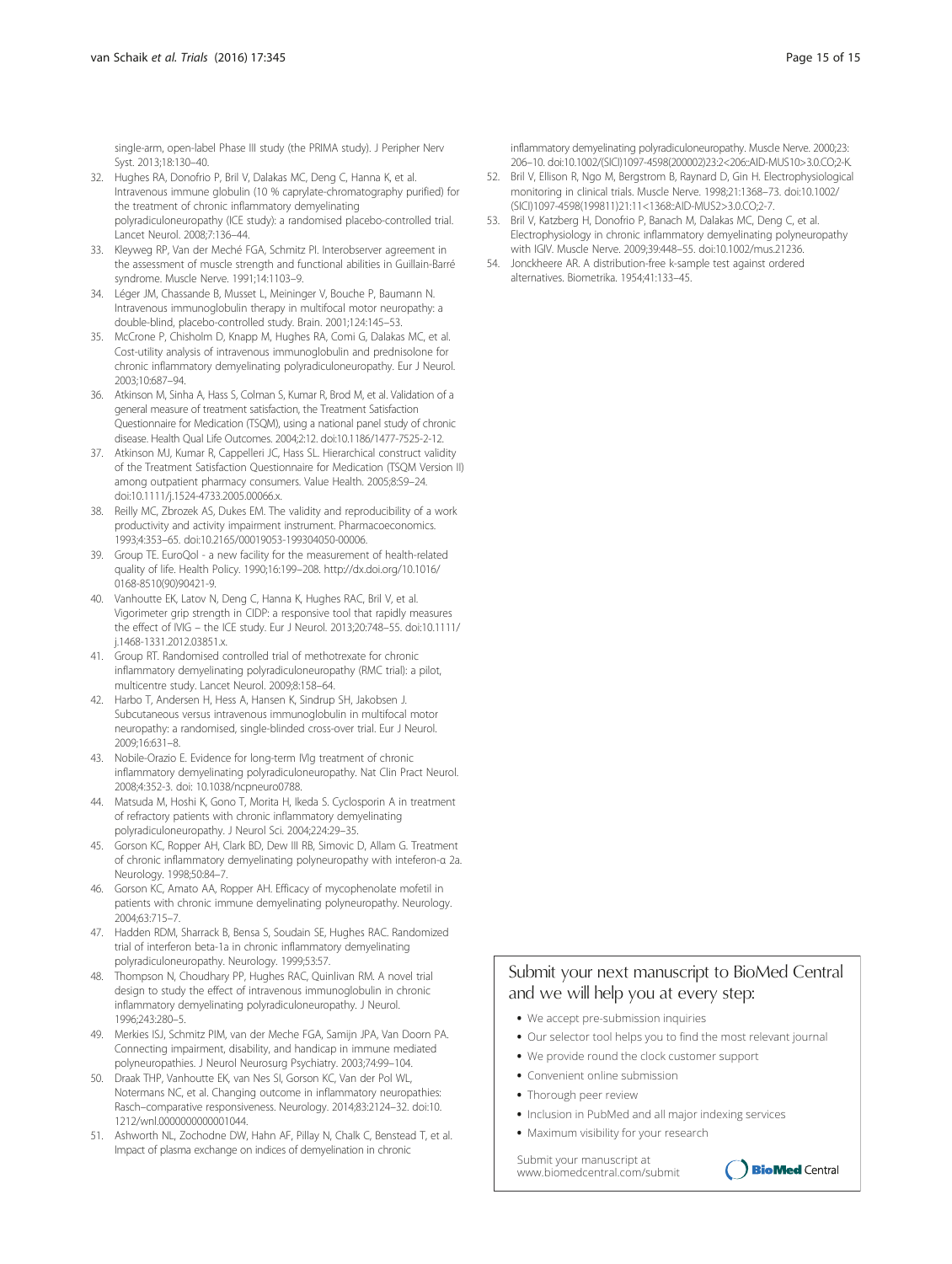single-arm, open-label Phase III study (the PRIMA study). J Peripher Nerv Syst. 2013;18:130–40.

32. Hughes RA, Donofrio P, Bril V, Dalakas MC, Deng C, Hanna K, et al. Intravenous immune globulin (10 % caprylate-chromatography purified) for the treatment of chronic inflammatory demyelinating polyradiculoneuropathy (ICE study): a randomised placebo-controlled trial. Lancet Neurol. 2008;7:136–44.
33. Kleyweg RP, Van der Meché FGA, Schmitz PI. Interobserver agreement in the assessment of muscle strength and functional abilities in Guillain-Barré syndrome. Muscle Nerve. 1991;14:1103–9.
34. Léger JM, Chassande B, Musset L, Meininger V, Bouche P, Baumann N. Intravenous immunoglobulin therapy in multifocal motor neuropathy: a double-blind, placebo-controlled study. Brain. 2001;124:145–53.
35. McCrone P, Chisholm D, Knapp M, Hughes RA, Comi G, Dalakas MC, et al. Cost-utility analysis of intravenous immunoglobulin and prednisolone for chronic inflammatory demyelinating polyradiculoneuropathy. Eur J Neurol. 2003;10:687–94.
36. Atkinson M, Sinha A, Hass S, Colman S, Kumar R, Brod M, et al. Validation of a general measure of treatment satisfaction, the Treatment Satisfaction Questionnaire for Medication (TSQM), using a national panel study of chronic disease. Health Qual Life Outcomes. 2004;2:12. doi:10.1186/1477-7525-2-12.
37. Atkinson MJ, Kumar R, Cappelleri JC, Hass SL. Hierarchical construct validity of the Treatment Satisfaction Questionnaire for Medication (TSQM Version II) among outpatient pharmacy consumers. Value Health. 2005;8:S9–24. doi:10.1111/j.1524-4733.2005.00066.x.
38. Reilly MC, Zbrozek AS, Dukes EM. The validity and reproducibility of a work productivity and activity impairment instrument. Pharmacoeconomics. 1993;4:353–65. doi:10.2165/00019053-199304050-00006.
39. Group TE. EuroQol - a new facility for the measurement of health-related quality of life. Health Policy. 1990;16:199–208. http://dx.doi.org/10.1016/0168-8510(90)90421-9.
40. Vanhoutte EK, Latov N, Deng C, Hanna K, Hughes RAC, Bril V, et al. Vigorimeter grip strength in CIDP: a responsive tool that rapidly measures the effect of IVIG – the ICE study. Eur J Neurol. 2013;20:748–55. doi:10.1111/j.1468-1331.2012.03851.x.
41. Group RT. Randomised controlled trial of methotrexate for chronic inflammatory demyelinating polyradiculoneuropathy (RMC trial): a pilot, multicentre study. Lancet Neurol. 2009;8:158–64.
42. Harbo T, Andersen H, Hess A, Hansen K, Sindrup SH, Jakobsen J. Subcutaneous versus intravenous immunoglobulin in multifocal motor neuropathy: a randomised, single-blinded cross-over trial. Eur J Neurol. 2009;16:631–8.
43. Nobile-Orazio E. Evidence for long-term IVIg treatment of chronic inflammatory demyelinating polyradiculoneuropathy. Nat Clin Pract Neurol. 2008;4:352-3. doi: 10.1038/ncpneuro0788.
44. Matsuda M, Hoshi K, Gono T, Morita H, Ikeda S. Cyclosporin A in treatment of refractory patients with chronic inflammatory demyelinating polyradiculoneuropathy. J Neurol Sci. 2004;224:29–35.
45. Gorson KC, Ropper AH, Clark BD, Dew III RB, Simovic D, Allam G. Treatment of chronic inflammatory demyelinating polyneuropathy with inteferon-α 2a. Neurology. 1998;50:84–7.
46. Gorson KC, Amato AA, Ropper AH. Efficacy of mycophenolate mofetil in patients with chronic immune demyelinating polyneuropathy. Neurology. 2004;63:715–7.
47. Hadden RDM, Sharrack B, Bensa S, Soudain SE, Hughes RAC. Randomized trial of interferon beta-1a in chronic inflammatory demyelinating polyradiculoneuropathy. Neurology. 1999;53:57.
48. Thompson N, Choudhary PP, Hughes RAC, Quinlivan RM. A novel trial design to study the effect of intravenous immunoglobulin in chronic inflammatory demyelinating polyradiculoneuropathy. J Neurol. 1996;243:280–5.
49. Merkies ISJ, Schmitz PIM, van der Meche FGA, Samijn JPA, Van Doorn PA. Connecting impairment, disability, and handicap in immune mediated polyneuropathies. J Neurol Neurosurg Psychiatry. 2003;74:99–104.
50. Draak THP, Vanhoutte EK, van Nes SI, Gorson KC, Van der Pol WL, Notermans NC, et al. Changing outcome in inflammatory neuropathies: Rasch–comparative responsiveness. Neurology. 2014;83:2124–32. doi:10.1212/wnl.0000000000001044.
51. Ashworth NL, Zochodne DW, Hahn AF, Pillay N, Chalk C, Benstead T, et al. Impact of plasma exchange on indices of demyelination in chronic inflammatory demyelinating polyradiculoneuropathy. Muscle Nerve. 2000;23:206–10. doi:10.1002/(SICI)1097-4598(200002)23:2<206::AID-MUS10>3.0.CO;2-K.
52. Bril V, Ellison R, Ngo M, Bergstrom B, Raynard D, Gin H. Electrophysiological monitoring in clinical trials. Muscle Nerve. 1998;21:1368–73. doi:10.1002/(SICI)1097-4598(199811)21:11<1368::AID-MUS2>3.0.CO;2-7.
53. Bril V, Katzberg H, Donofrio P, Banach M, Dalakas MC, Deng C, et al. Electrophysiology in chronic inflammatory demyelinating polyneuropathy with IGIV. Muscle Nerve. 2009;39:448–55. doi:10.1002/mus.21236.
54. Jonckheere AR. A distribution-free k-sample test against ordered alternatives. Biometrika. 1954;41:133–45.

Submit your next manuscript to BioMed Central and we will help you at every step:

- We accept pre-submission inquiries
- Our selector tool helps you to find the most relevant journal
- We provide round the clock customer support
- Convenient online submission
- Thorough peer review
- Inclusion in PubMed and all major indexing services
- Maximum visibility for your research

Submit your manuscript at www.biomedcentral.com/submit

BioMed Central